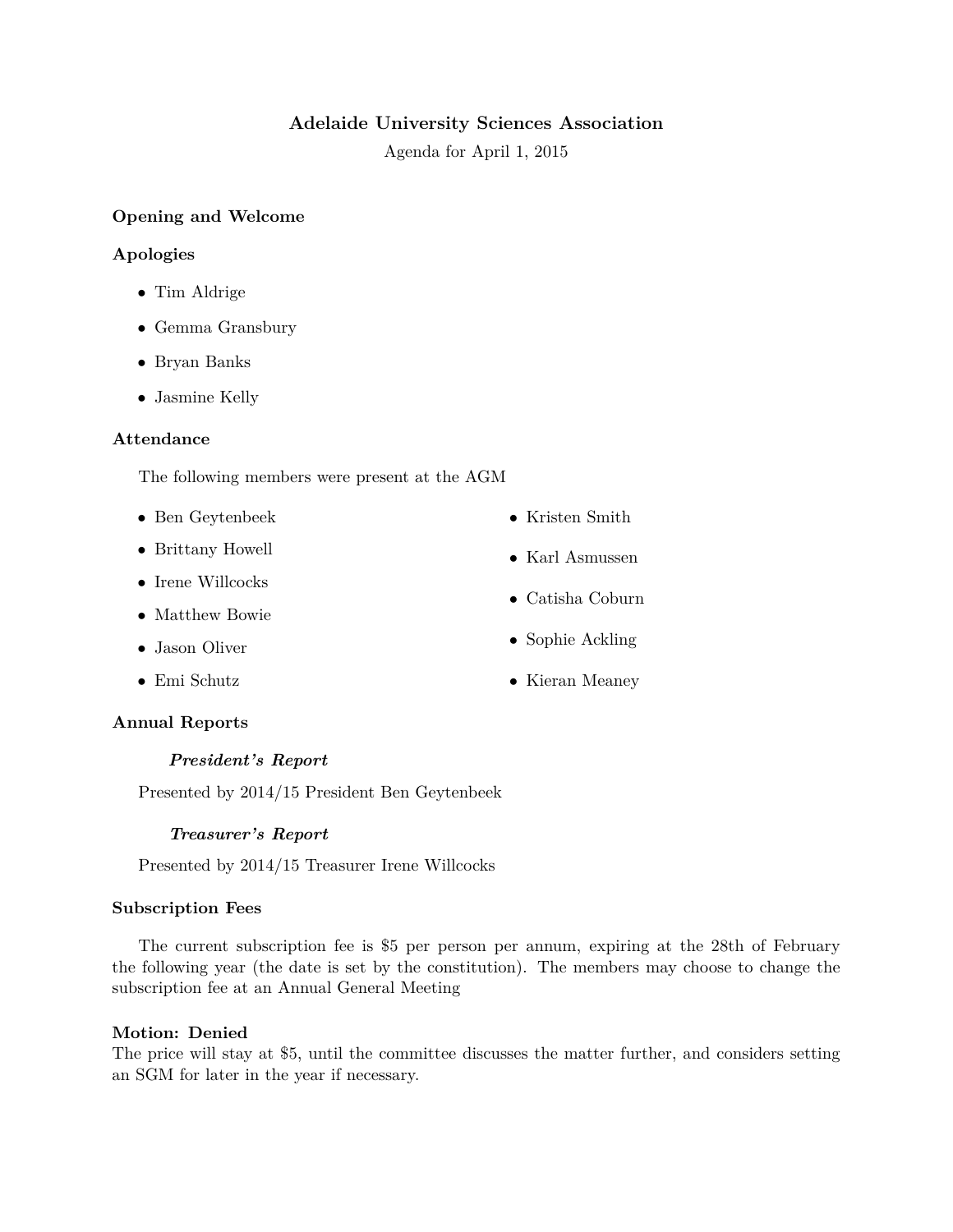# Adelaide University Sciences Association

Agenda for April 1, 2015

## Opening and Welcome

## Apologies

- Tim Aldrige
- Gemma Gransbury
- Bryan Banks
- Jasmine Kelly

## Attendance

The following members were present at the AGM

- Ben Geytenbeek
- Brittany Howell
- Irene Willcocks
- Matthew Bowie
- Jason Oliver
- Emi Schutz
- Kristen Smith
- Karl Asmussen
- Catisha Coburn
- Sophie Ackling
- Kieran Meaney

## Annual Reports

### *President's Report*

Presented by 2014/15 President Ben Geytenbeek

### *Treasurer's Report*

Presented by 2014/15 Treasurer Irene Willcocks

## Subscription Fees

The current subscription fee is $5 per person per annum, expiring at the 28th of February the following year (the date is set by the constitution). The members may choose to change the subscription fee at an Annual General Meeting

**Motion: Denied**
The price will stay at $5, until the committee discusses the matter further, and considers setting an SGM for later in the year if necessary.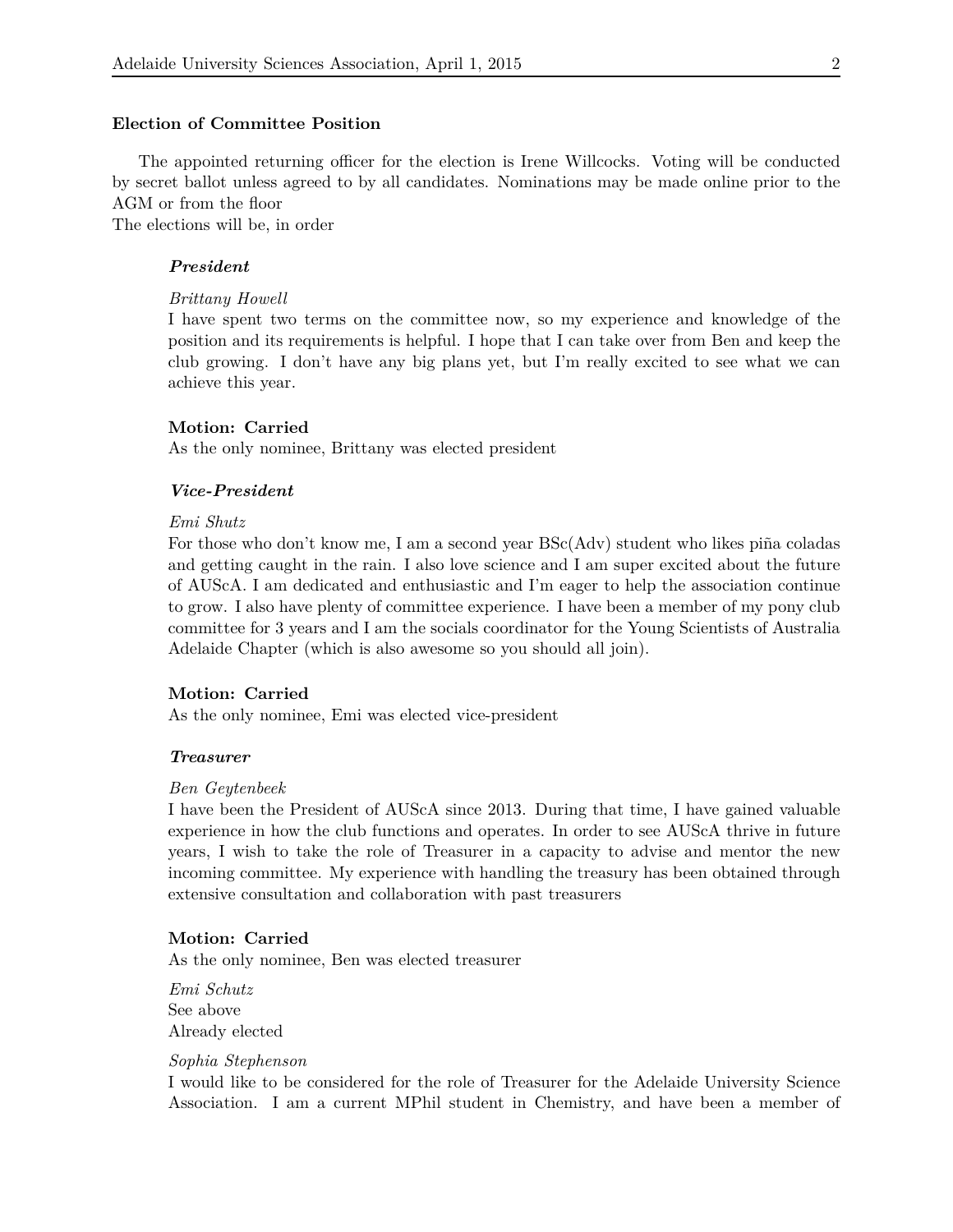### Election of Committee Position

The appointed returning officer for the election is Irene Willcocks. Voting will be conducted by secret ballot unless agreed to by all candidates. Nominations may be made online prior to the AGM or from the floor
The elections will be, in order

#### ***President***

*Brittany Howell*
I have spent two terms on the committee now, so my experience and knowledge of the position and its requirements is helpful. I hope that I can take over from Ben and keep the club growing. I don't have any big plans yet, but I'm really excited to see what we can achieve this year.

**Motion: Carried**
As the only nominee, Brittany was elected president

#### ***Vice-President***

*Emi Shutz*
For those who don't know me, I am a second year BSc(Adv) student who likes piña coladas and getting caught in the rain. I also love science and I am super excited about the future of AUScA. I am dedicated and enthusiastic and I'm eager to help the association continue to grow. I also have plenty of committee experience. I have been a member of my pony club committee for 3 years and I am the socials coordinator for the Young Scientists of Australia Adelaide Chapter (which is also awesome so you should all join).

**Motion: Carried**
As the only nominee, Emi was elected vice-president

#### ***Treasurer***

*Ben Geytenbeek*
I have been the President of AUScA since 2013. During that time, I have gained valuable experience in how the club functions and operates. In order to see AUScA thrive in future years, I wish to take the role of Treasurer in a capacity to advise and mentor the new incoming committee. My experience with handling the treasury has been obtained through extensive consultation and collaboration with past treasurers

**Motion: Carried**
As the only nominee, Ben was elected treasurer

*Emi Schutz*
See above
Already elected

*Sophia Stephenson*
I would like to be considered for the role of Treasurer for the Adelaide University Science Association. I am a current MPhil student in Chemistry, and have been a member of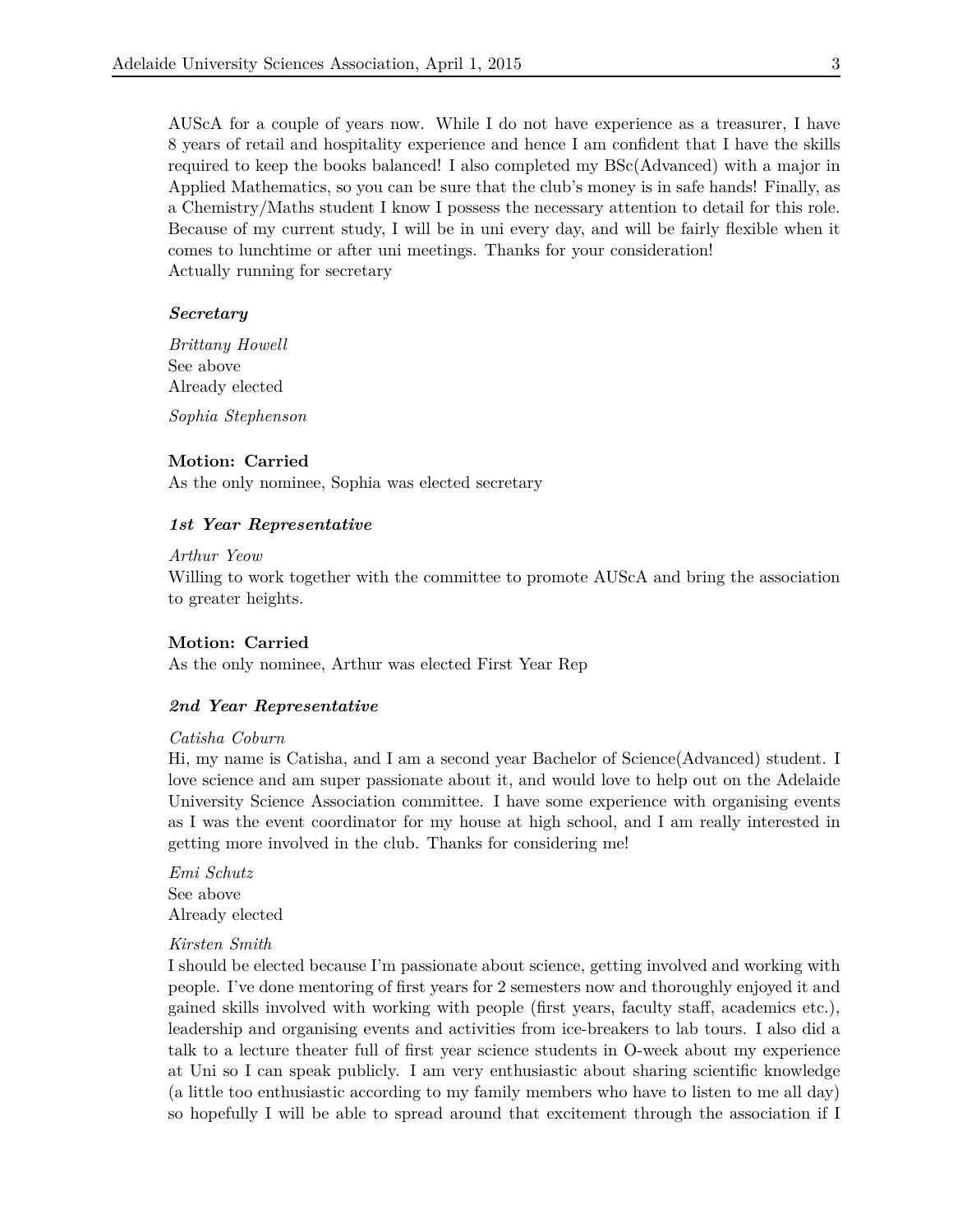AUScA for a couple of years now. While I do not have experience as a treasurer, I have 8 years of retail and hospitality experience and hence I am confident that I have the skills required to keep the books balanced! I also completed my BSc(Advanced) with a major in Applied Mathematics, so you can be sure that the club's money is in safe hands! Finally, as a Chemistry/Maths student I know I possess the necessary attention to detail for this role. Because of my current study, I will be in uni every day, and will be fairly flexible when it comes to lunchtime or after uni meetings. Thanks for your consideration!
Actually running for secretary

***Secretary***

*Brittany Howell*
See above
Already elected

*Sophia Stephenson*

**Motion: Carried**
As the only nominee, Sophia was elected secretary

***1st Year Representative***

*Arthur Yeow*
Willing to work together with the committee to promote AUScA and bring the association to greater heights.

**Motion: Carried**
As the only nominee, Arthur was elected First Year Rep

***2nd Year Representative***

*Catisha Coburn*
Hi, my name is Catisha, and I am a second year Bachelor of Science(Advanced) student. I love science and am super passionate about it, and would love to help out on the Adelaide University Science Association committee. I have some experience with organising events as I was the event coordinator for my house at high school, and I am really interested in getting more involved in the club. Thanks for considering me!

*Emi Schutz*
See above
Already elected

*Kirsten Smith*
I should be elected because I'm passionate about science, getting involved and working with people. I've done mentoring of first years for 2 semesters now and thoroughly enjoyed it and gained skills involved with working with people (first years, faculty staff, academics etc.), leadership and organising events and activities from ice-breakers to lab tours. I also did a talk to a lecture theater full of first year science students in O-week about my experience at Uni so I can speak publicly. I am very enthusiastic about sharing scientific knowledge (a little too enthusiastic according to my family members who have to listen to me all day) so hopefully I will be able to spread around that excitement through the association if I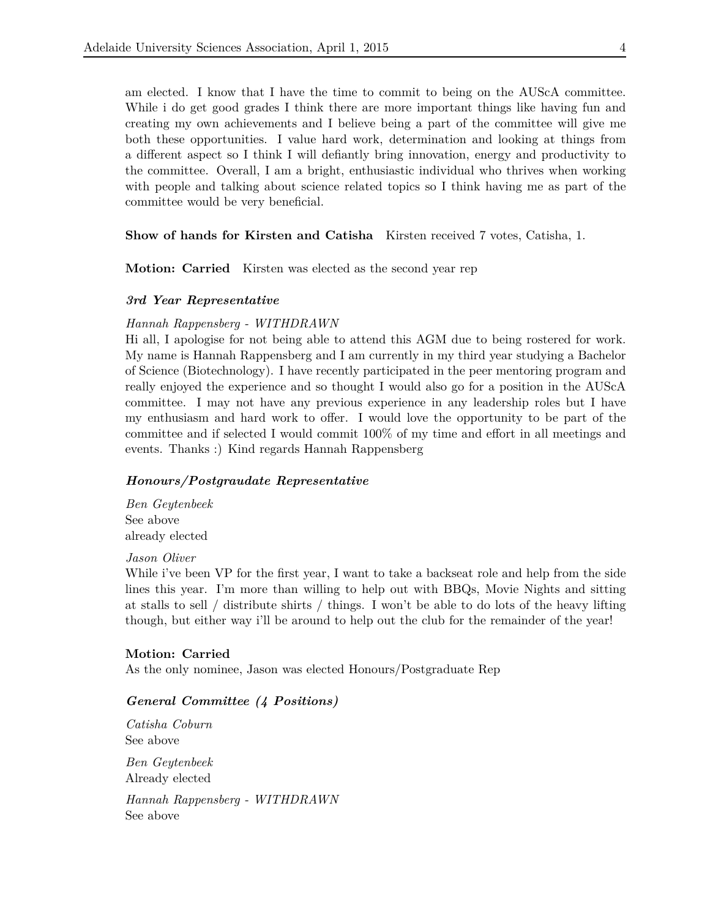am elected. I know that I have the time to commit to being on the AUScA committee. While i do get good grades I think there are more important things like having fun and creating my own achievements and I believe being a part of the committee will give me both these opportunities. I value hard work, determination and looking at things from a different aspect so I think I will defiantly bring innovation, energy and productivity to the committee. Overall, I am a bright, enthusiastic individual who thrives when working with people and talking about science related topics so I think having me as part of the committee would be very beneficial.

**Show of hands for Kirsten and Catisha** Kirsten received 7 votes, Catisha, 1.

**Motion: Carried** Kirsten was elected as the second year rep

#### *3rd Year Representative*

*Hannah Rappensberg - WITHDRAWN*
Hi all, I apologise for not being able to attend this AGM due to being rostered for work. My name is Hannah Rappensberg and I am currently in my third year studying a Bachelor of Science (Biotechnology). I have recently participated in the peer mentoring program and really enjoyed the experience and so thought I would also go for a position in the AUScA committee. I may not have any previous experience in any leadership roles but I have my enthusiasm and hard work to offer. I would love the opportunity to be part of the committee and if selected I would commit 100% of my time and effort in all meetings and events. Thanks :) Kind regards Hannah Rappensberg

#### *Honours/Postgraudate Representative*

*Ben Geytenbeek*
See above
already elected

*Jason Oliver*
While i've been VP for the first year, I want to take a backseat role and help from the side lines this year. I'm more than willing to help out with BBQs, Movie Nights and sitting at stalls to sell / distribute shirts / things. I won't be able to do lots of the heavy lifting though, but either way i'll be around to help out the club for the remainder of the year!

**Motion: Carried**
As the only nominee, Jason was elected Honours/Postgraduate Rep

#### *General Committee (4 Positions)*

*Catisha Coburn*
See above

*Ben Geytenbeek*
Already elected

*Hannah Rappensberg - WITHDRAWN*
See above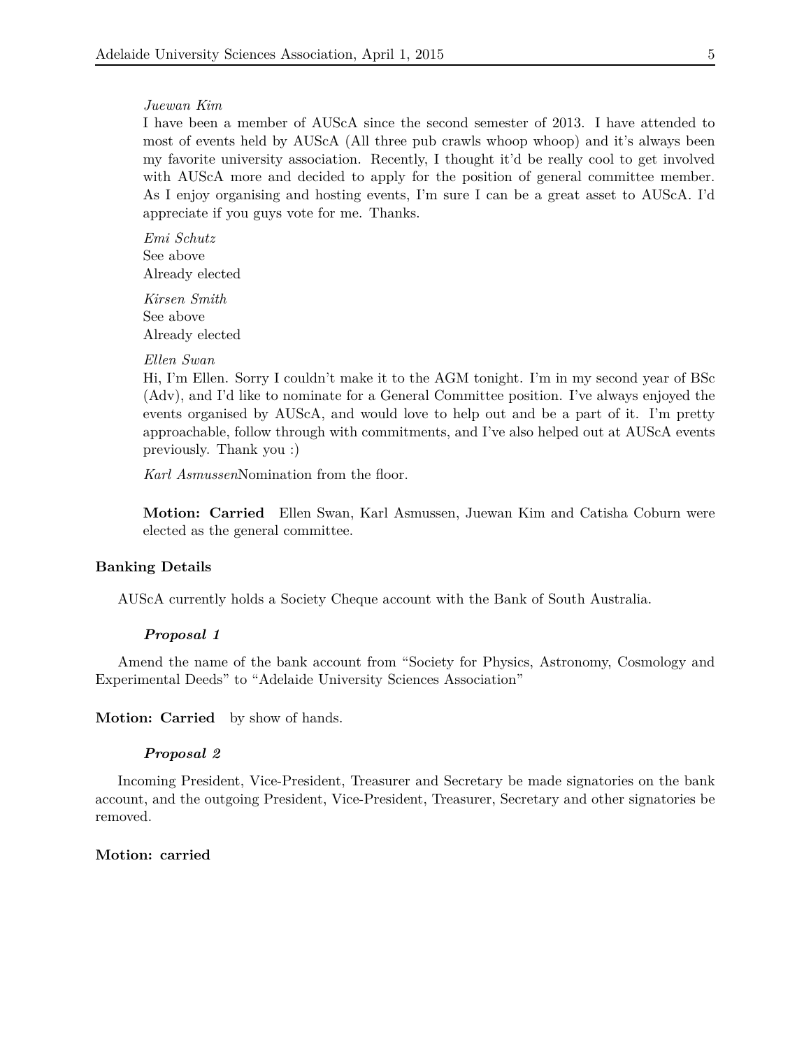*Juewan Kim*
I have been a member of AUScA since the second semester of 2013. I have attended to most of events held by AUScA (All three pub crawls whoop whoop) and it's always been my favorite university association. Recently, I thought it'd be really cool to get involved with AUScA more and decided to apply for the position of general committee member. As I enjoy organising and hosting events, I'm sure I can be a great asset to AUScA. I'd appreciate if you guys vote for me. Thanks.

*Emi Schutz*
See above
Already elected

*Kirsen Smith*
See above
Already elected

*Ellen Swan*
Hi, I'm Ellen. Sorry I couldn't make it to the AGM tonight. I'm in my second year of BSc (Adv), and I'd like to nominate for a General Committee position. I've always enjoyed the events organised by AUScA, and would love to help out and be a part of it. I'm pretty approachable, follow through with commitments, and I've also helped out at AUScA events previously. Thank you :)

*Karl Asmussen*Nomination from the floor.

**Motion: Carried** Ellen Swan, Karl Asmussen, Juewan Kim and Catisha Coburn were elected as the general committee.

### Banking Details

AUScA currently holds a Society Cheque account with the Bank of South Australia.

#### *Proposal 1*

Amend the name of the bank account from "Society for Physics, Astronomy, Cosmology and Experimental Deeds" to "Adelaide University Sciences Association"

**Motion: Carried** by show of hands.

#### *Proposal 2*

Incoming President, Vice-President, Treasurer and Secretary be made signatories on the bank account, and the outgoing President, Vice-President, Treasurer, Secretary and other signatories be removed.

**Motion: carried**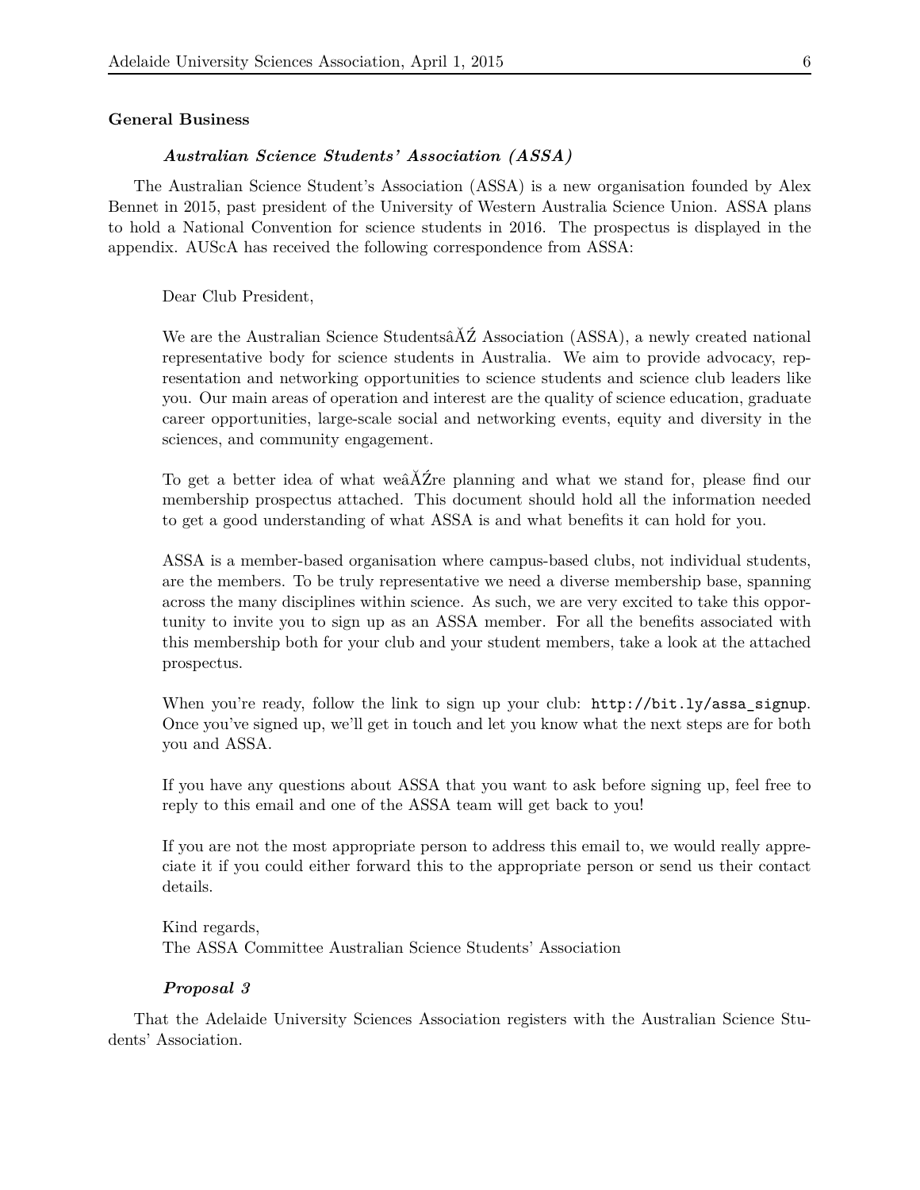### General Business

#### *Australian Science Students' Association (ASSA)*

The Australian Science Student's Association (ASSA) is a new organisation founded by Alex Bennet in 2015, past president of the University of Western Australia Science Union. ASSA plans to hold a National Convention for science students in 2016. The prospectus is displayed in the appendix. AUScA has received the following correspondence from ASSA:

> Dear Club President,
>
> We are the Australian Science StudentsâĂŹ Association (ASSA), a newly created national representative body for science students in Australia. We aim to provide advocacy, representation and networking opportunities to science students and science club leaders like you. Our main areas of operation and interest are the quality of science education, graduate career opportunities, large-scale social and networking events, equity and diversity in the sciences, and community engagement.
>
> To get a better idea of what weâĂŹre planning and what we stand for, please find our membership prospectus attached. This document should hold all the information needed to get a good understanding of what ASSA is and what benefits it can hold for you.
>
> ASSA is a member-based organisation where campus-based clubs, not individual students, are the members. To be truly representative we need a diverse membership base, spanning across the many disciplines within science. As such, we are very excited to take this opportunity to invite you to sign up as an ASSA member. For all the benefits associated with this membership both for your club and your student members, take a look at the attached prospectus.
>
> When you're ready, follow the link to sign up your club: `http://bit.ly/assa_signup`. Once you've signed up, we'll get in touch and let you know what the next steps are for both you and ASSA.
>
> If you have any questions about ASSA that you want to ask before signing up, feel free to reply to this email and one of the ASSA team will get back to you!
>
> If you are not the most appropriate person to address this email to, we would really appreciate it if you could either forward this to the appropriate person or send us their contact details.
>
> Kind regards,
> The ASSA Committee Australian Science Students' Association

#### *Proposal 3*

That the Adelaide University Sciences Association registers with the Australian Science Students' Association.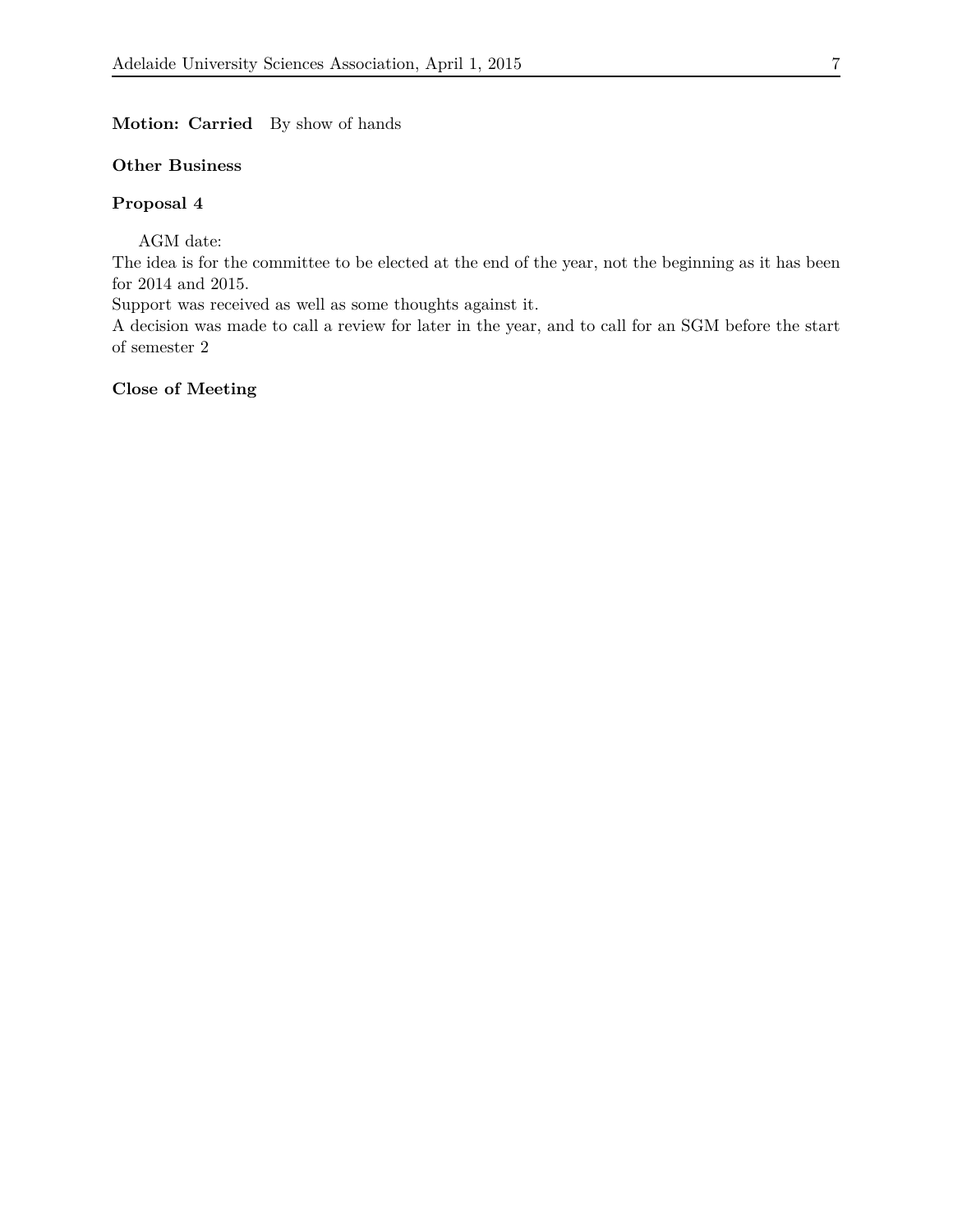**Motion: Carried** By show of hands

**Other Business**

**Proposal 4**

AGM date:
The idea is for the committee to be elected at the end of the year, not the beginning as it has been for 2014 and 2015.
Support was received as well as some thoughts against it.
A decision was made to call a review for later in the year, and to call for an SGM before the start of semester 2

**Close of Meeting**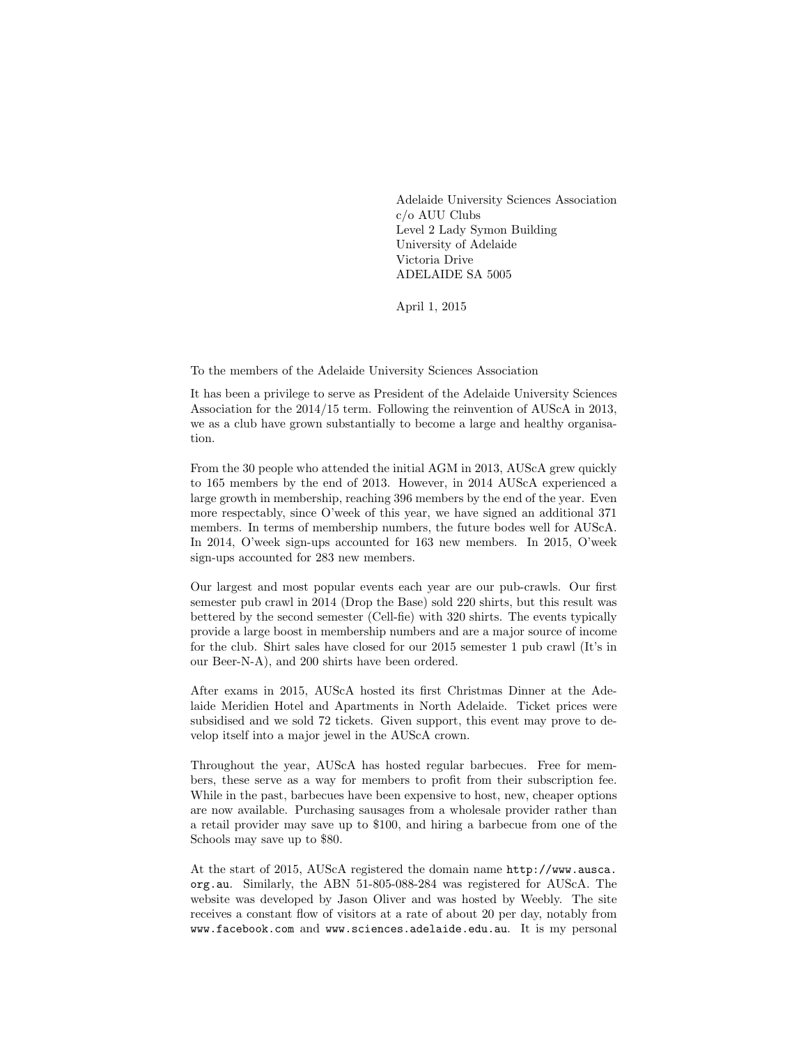Adelaide University Sciences Association
c/o AUU Clubs
Level 2 Lady Symon Building
University of Adelaide
Victoria Drive
ADELAIDE SA 5005

April 1, 2015

To the members of the Adelaide University Sciences Association

It has been a privilege to serve as President of the Adelaide University Sciences Association for the 2014/15 term. Following the reinvention of AUScA in 2013, we as a club have grown substantially to become a large and healthy organisation.

From the 30 people who attended the initial AGM in 2013, AUScA grew quickly to 165 members by the end of 2013. However, in 2014 AUScA experienced a large growth in membership, reaching 396 members by the end of the year. Even more respectably, since O'week of this year, we have signed an additional 371 members. In terms of membership numbers, the future bodes well for AUScA. In 2014, O'week sign-ups accounted for 163 new members. In 2015, O'week sign-ups accounted for 283 new members.

Our largest and most popular events each year are our pub-crawls. Our first semester pub crawl in 2014 (Drop the Base) sold 220 shirts, but this result was bettered by the second semester (Cell-fie) with 320 shirts. The events typically provide a large boost in membership numbers and are a major source of income for the club. Shirt sales have closed for our 2015 semester 1 pub crawl (It's in our Beer-N-A), and 200 shirts have been ordered.

After exams in 2015, AUScA hosted its first Christmas Dinner at the Adelaide Meridien Hotel and Apartments in North Adelaide. Ticket prices were subsidised and we sold 72 tickets. Given support, this event may prove to develop itself into a major jewel in the AUScA crown.

Throughout the year, AUScA has hosted regular barbecues. Free for members, these serve as a way for members to profit from their subscription fee. While in the past, barbecues have been expensive to host, new, cheaper options are now available. Purchasing sausages from a wholesale provider rather than a retail provider may save up to $100, and hiring a barbecue from one of the Schools may save up to $80.

At the start of 2015, AUScA registered the domain name `http://www.ausca.org.au`. Similarly, the ABN 51-805-088-284 was registered for AUScA. The website was developed by Jason Oliver and was hosted by Weebly. The site receives a constant flow of visitors at a rate of about 20 per day, notably from `www.facebook.com` and `www.sciences.adelaide.edu.au`. It is my personal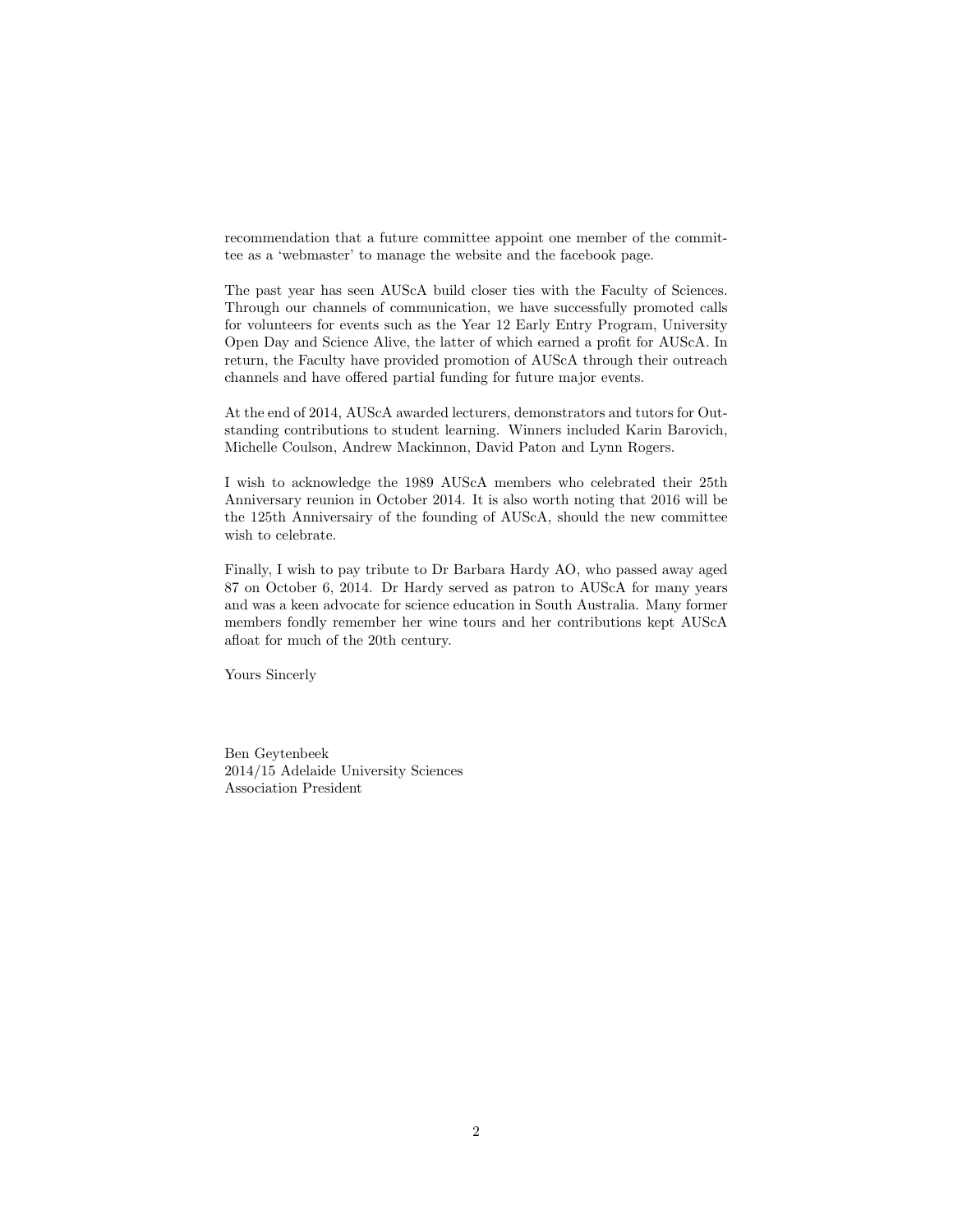recommendation that a future committee appoint one member of the committee as a 'webmaster' to manage the website and the facebook page.

The past year has seen AUScA build closer ties with the Faculty of Sciences. Through our channels of communication, we have successfully promoted calls for volunteers for events such as the Year 12 Early Entry Program, University Open Day and Science Alive, the latter of which earned a profit for AUScA. In return, the Faculty have provided promotion of AUScA through their outreach channels and have offered partial funding for future major events.

At the end of 2014, AUScA awarded lecturers, demonstrators and tutors for Outstanding contributions to student learning. Winners included Karin Barovich, Michelle Coulson, Andrew Mackinnon, David Paton and Lynn Rogers.

I wish to acknowledge the 1989 AUScA members who celebrated their 25th Anniversary reunion in October 2014. It is also worth noting that 2016 will be the 125th Anniversairy of the founding of AUScA, should the new committee wish to celebrate.

Finally, I wish to pay tribute to Dr Barbara Hardy AO, who passed away aged 87 on October 6, 2014. Dr Hardy served as patron to AUScA for many years and was a keen advocate for science education in South Australia. Many former members fondly remember her wine tours and her contributions kept AUScA afloat for much of the 20th century.

Yours Sincerly

Ben Geytenbeek
2014/15 Adelaide University Sciences
Association President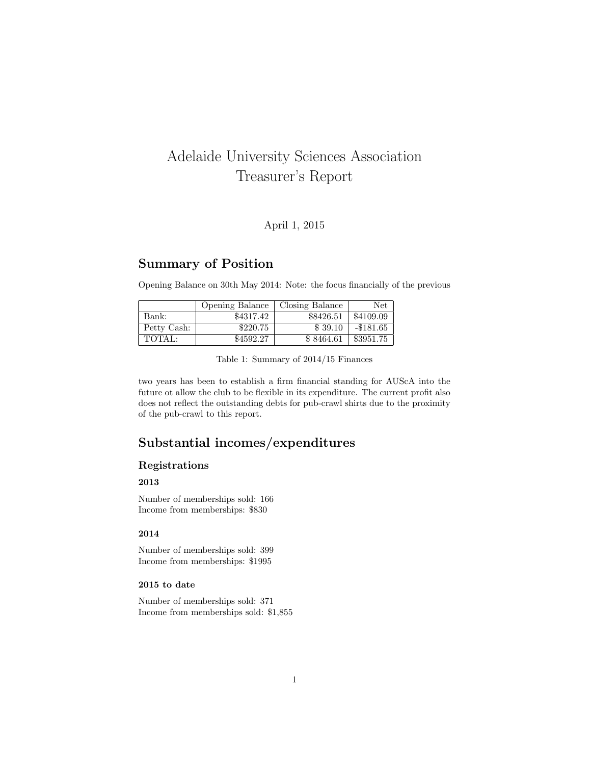# Adelaide University Sciences Association Treasurer's Report

April 1, 2015

## Summary of Position

Opening Balance on 30th May 2014: Note: the focus financially of the previous

| | Opening Balance | Closing Balance | Net |
|---|---|---|---|
| Bank: | $4317.42 | $8426.51 | $4109.09 |
| Petty Cash: | $220.75 | $ 39.10 | -$181.65 |
| TOTAL: | $4592.27 | $ 8464.61 | $3951.75 |

Table 1: Summary of 2014/15 Finances

two years has been to establish a firm financial standing for AUScA into the future ot allow the club to be flexible in its expenditure. The current profit also does not reflect the outstanding debts for pub-crawl shirts due to the proximity of the pub-crawl to this report.

## Substantial incomes/expenditures

### Registrations

#### 2013

Number of memberships sold: 166
Income from memberships: $830

#### 2014

Number of memberships sold: 399
Income from memberships: $1995

#### 2015 to date

Number of memberships sold: 371
Income from memberships sold: $1,855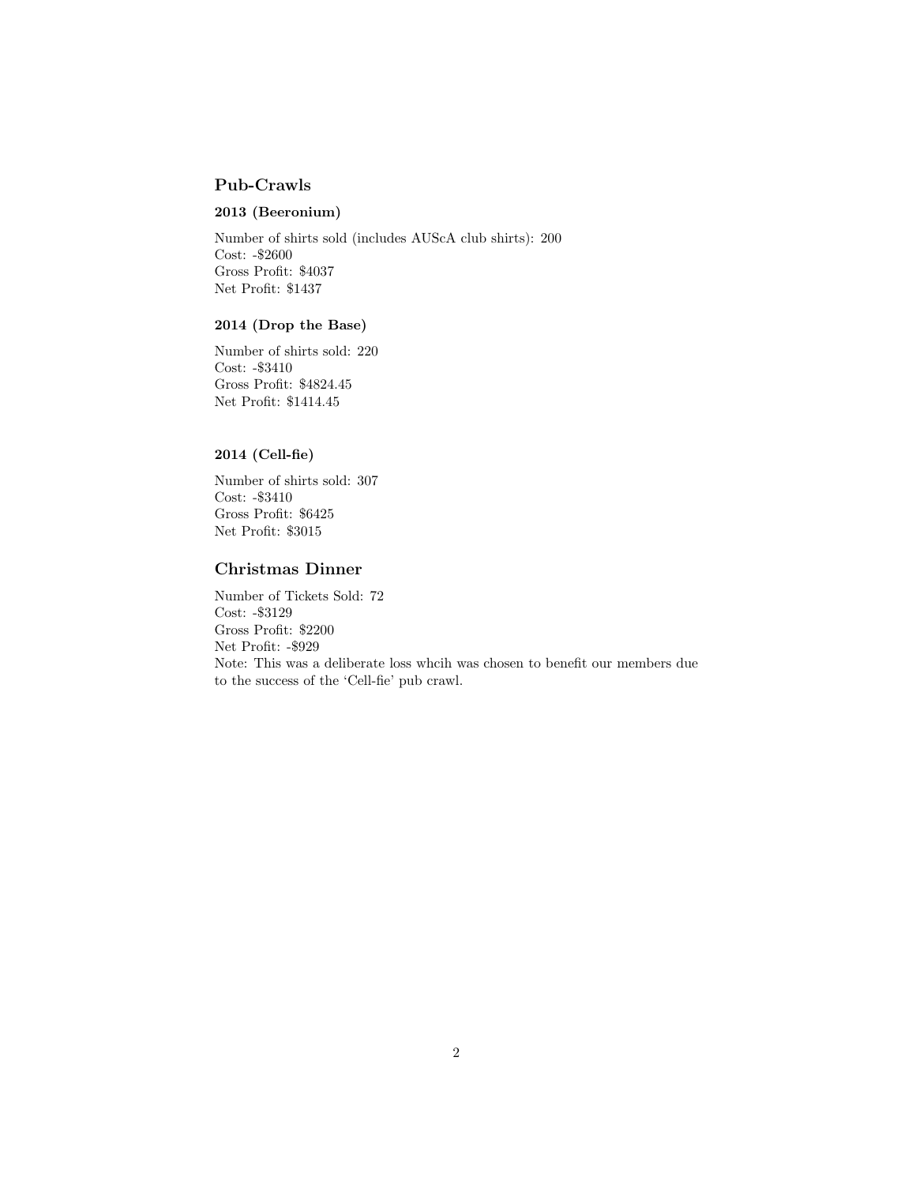## Pub-Crawls

### 2013 (Beeronium)

Number of shirts sold (includes AUScA club shirts): 200
Cost: -$2600
Gross Profit: $4037
Net Profit: $1437

### 2014 (Drop the Base)

Number of shirts sold: 220
Cost: -$3410
Gross Profit: $4824.45
Net Profit: $1414.45

### 2014 (Cell-fie)

Number of shirts sold: 307
Cost: -$3410
Gross Profit: $6425
Net Profit: $3015

## Christmas Dinner

Number of Tickets Sold: 72
Cost: -$3129
Gross Profit: $2200
Net Profit: -$929
Note: This was a deliberate loss whcih was chosen to benefit our members due to the success of the 'Cell-fie' pub crawl.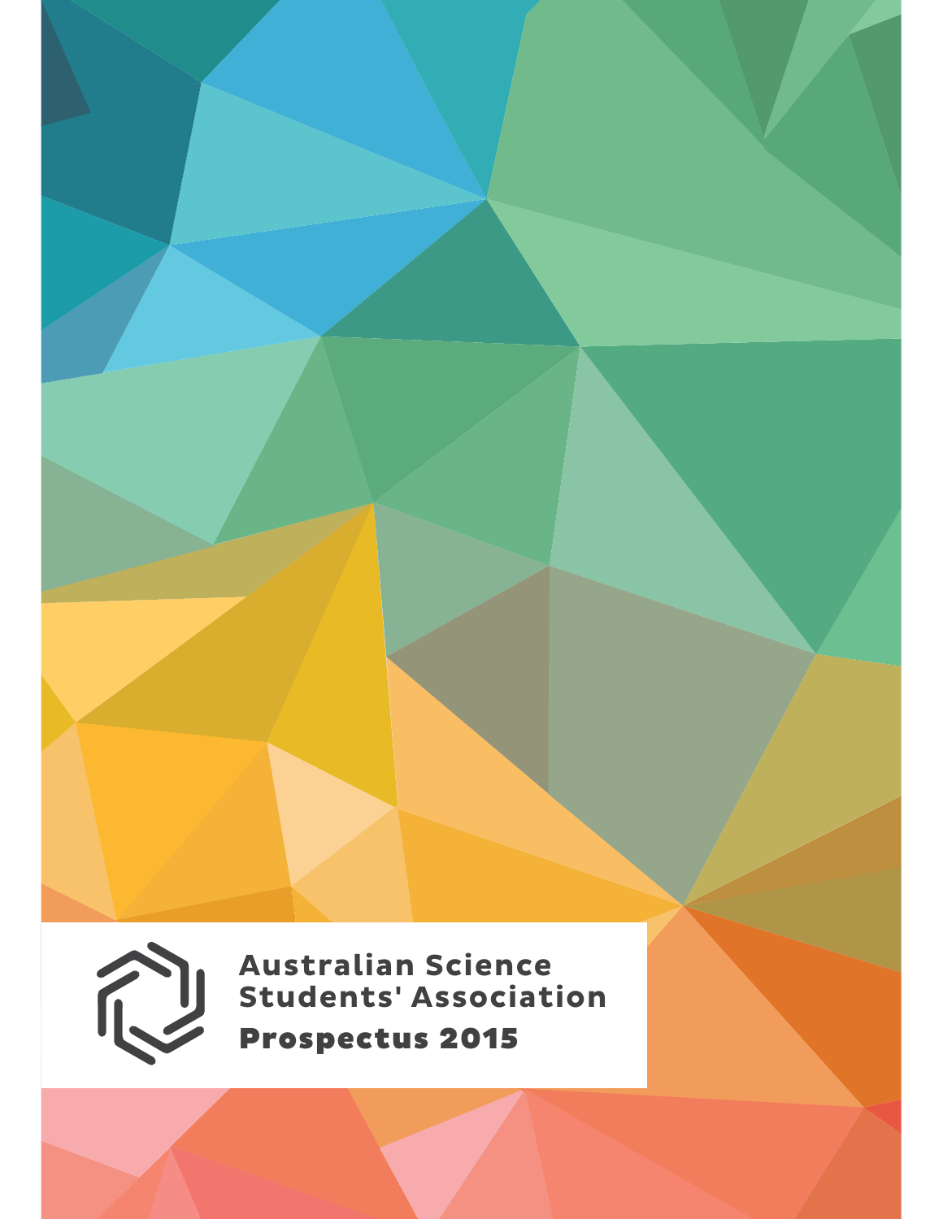Australian Science Students' Association

**Prospectus 2015**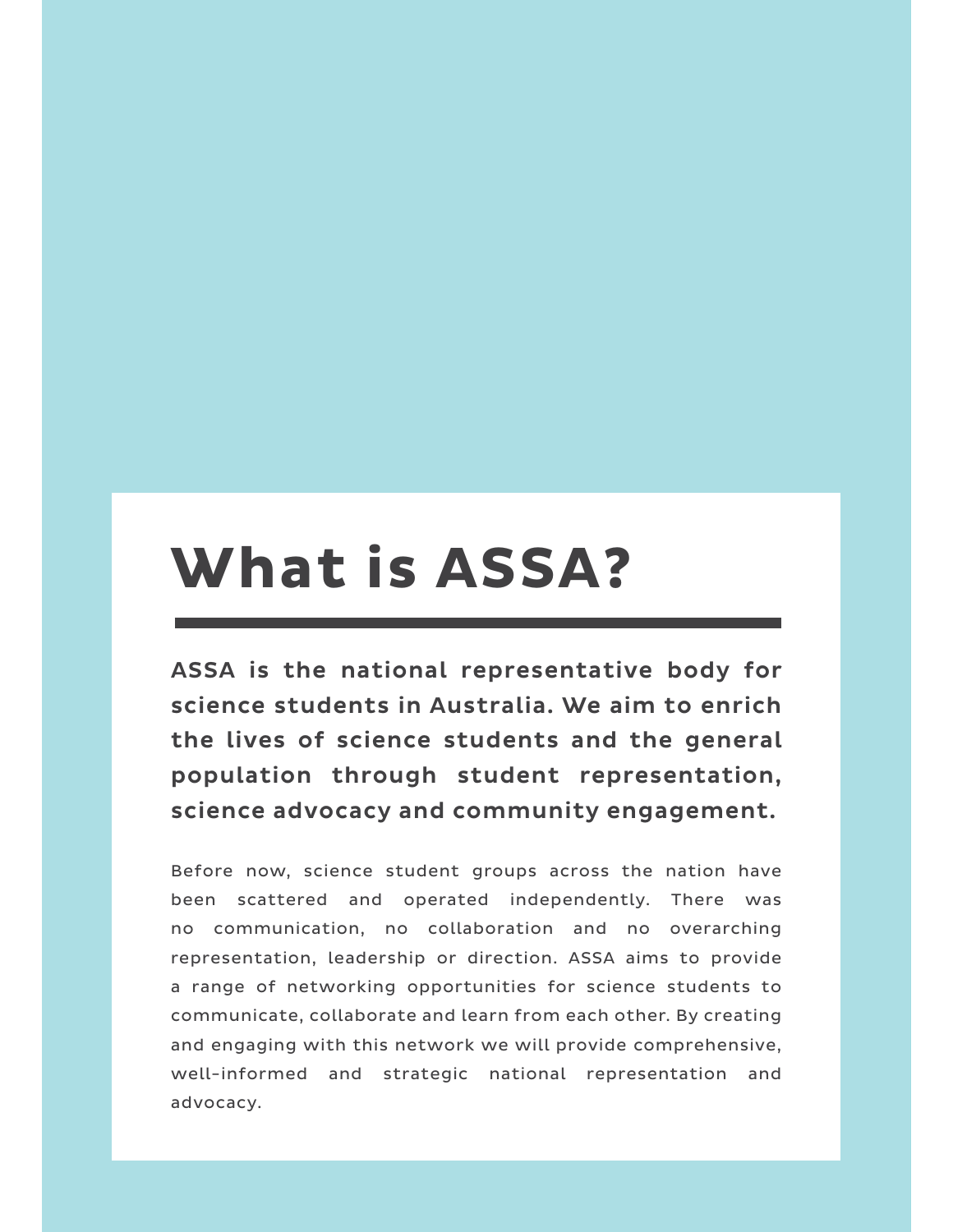# What is ASSA?

**ASSA is the national representative body for science students in Australia. We aim to enrich the lives of science students and the general population through student representation, science advocacy and community engagement.**

Before now, science student groups across the nation have been scattered and operated independently. There was no communication, no collaboration and no overarching representation, leadership or direction. ASSA aims to provide a range of networking opportunities for science students to communicate, collaborate and learn from each other. By creating and engaging with this network we will provide comprehensive, well-informed and strategic national representation and advocacy.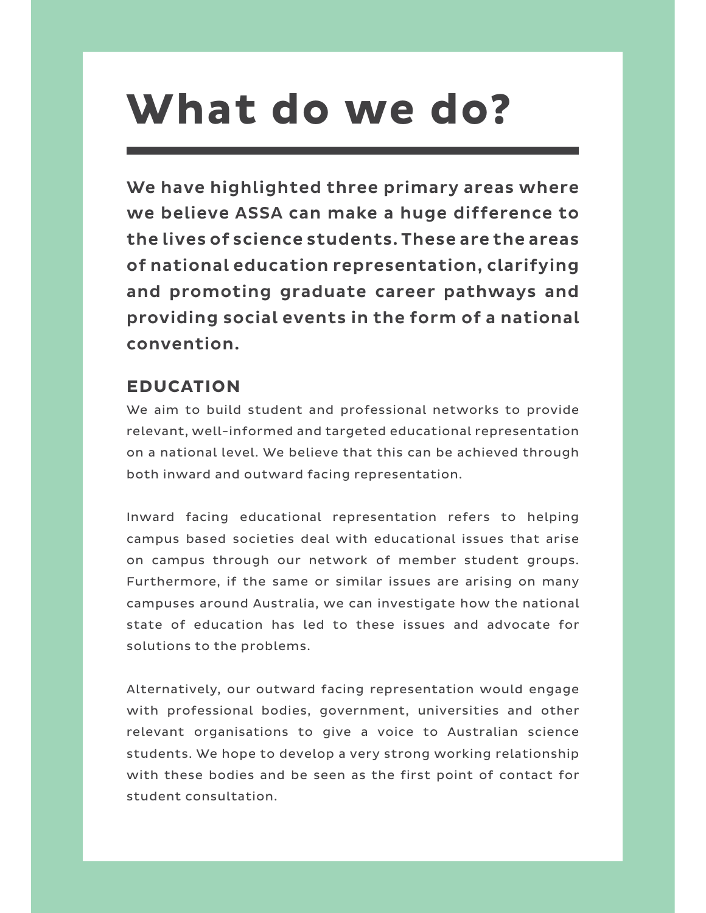# What do we do?

**We have highlighted three primary areas where we believe ASSA can make a huge difference to the lives of science students. These are the areas of national education representation, clarifying and promoting graduate career pathways and providing social events in the form of a national convention.**

## EDUCATION

We aim to build student and professional networks to provide relevant, well-informed and targeted educational representation on a national level. We believe that this can be achieved through both inward and outward facing representation.

Inward facing educational representation refers to helping campus based societies deal with educational issues that arise on campus through our network of member student groups. Furthermore, if the same or similar issues are arising on many campuses around Australia, we can investigate how the national state of education has led to these issues and advocate for solutions to the problems.

Alternatively, our outward facing representation would engage with professional bodies, government, universities and other relevant organisations to give a voice to Australian science students. We hope to develop a very strong working relationship with these bodies and be seen as the first point of contact for student consultation.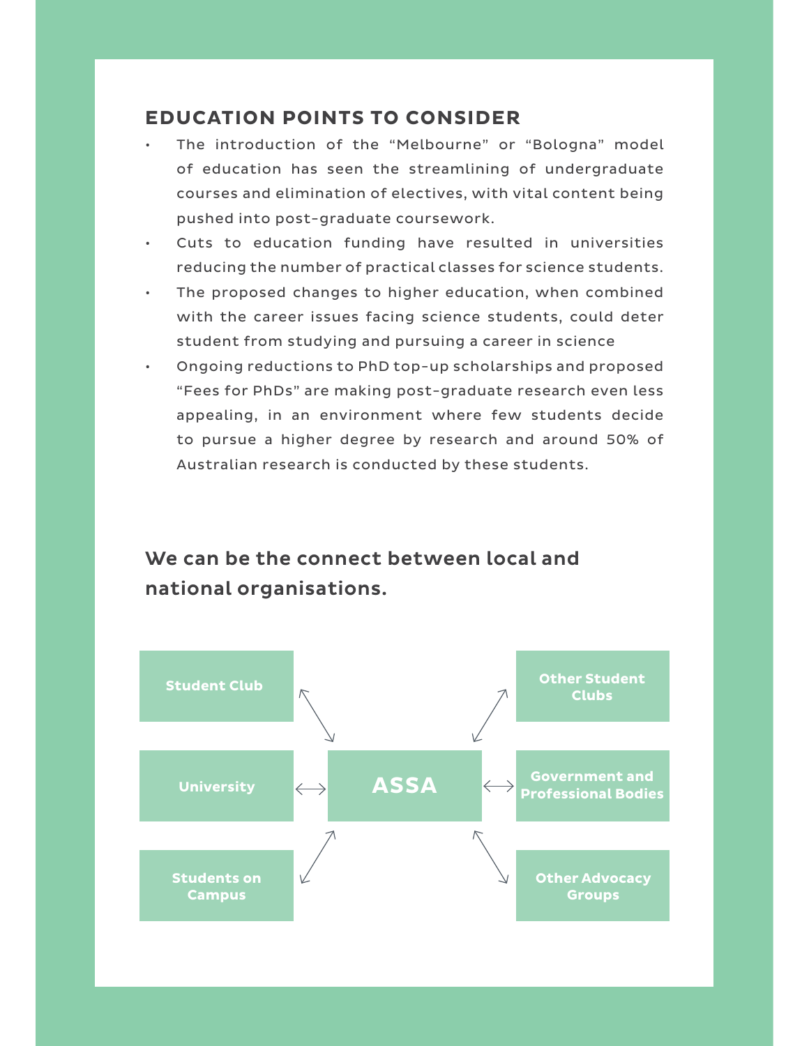## EDUCATION POINTS TO CONSIDER

- The introduction of the "Melbourne" or "Bologna" model of education has seen the streamlining of undergraduate courses and elimination of electives, with vital content being pushed into post-graduate coursework.
- Cuts to education funding have resulted in universities reducing the number of practical classes for science students.
- The proposed changes to higher education, when combined with the career issues facing science students, could deter student from studying and pursuing a career in science
- Ongoing reductions to PhD top-up scholarships and proposed "Fees for PhDs" are making post-graduate research even less appealing, in an environment where few students decide to pursue a higher degree by research and around 50% of Australian research is conducted by these students.

### We can be the connect between local and national organisations.

Student Club ↔ ASSA

University ↔ ASSA

Students on Campus ↔ ASSA

ASSA ↔ Other Student Clubs

ASSA ↔ Government and Professional Bodies

ASSA ↔ Other Advocacy Groups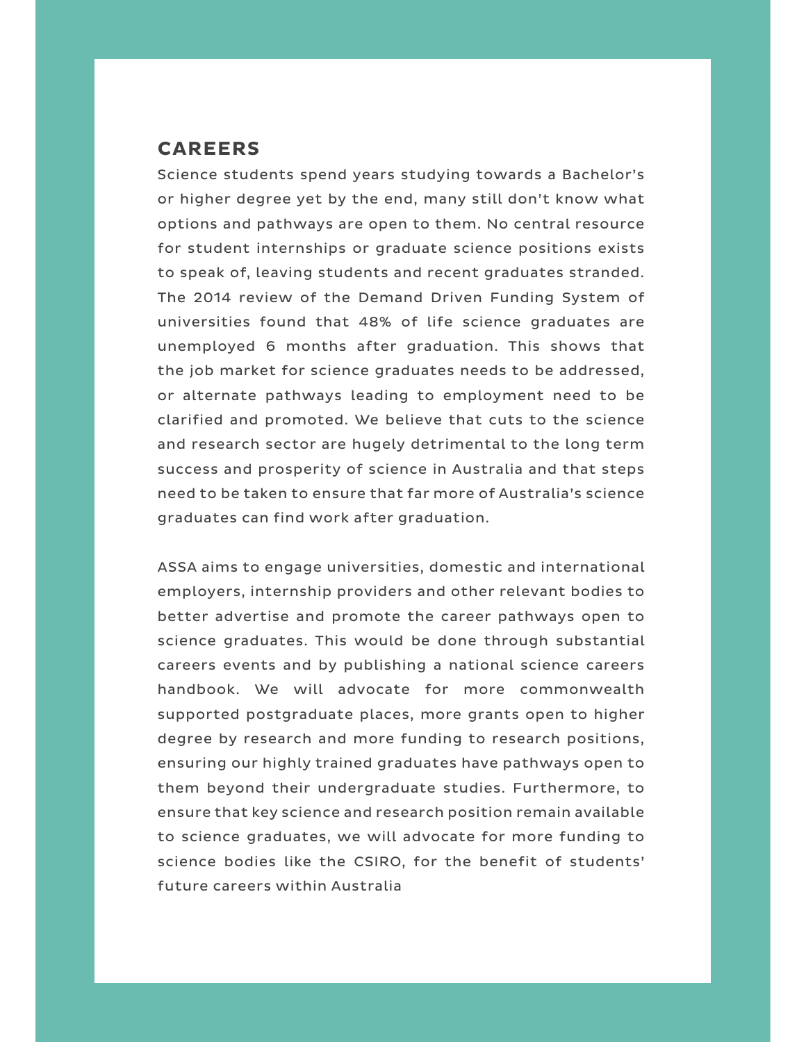## CAREERS

Science students spend years studying towards a Bachelor's or higher degree yet by the end, many still don't know what options and pathways are open to them. No central resource for student internships or graduate science positions exists to speak of, leaving students and recent graduates stranded. The 2014 review of the Demand Driven Funding System of universities found that 48% of life science graduates are unemployed 6 months after graduation. This shows that the job market for science graduates needs to be addressed, or alternate pathways leading to employment need to be clarified and promoted. We believe that cuts to the science and research sector are hugely detrimental to the long term success and prosperity of science in Australia and that steps need to be taken to ensure that far more of Australia's science graduates can find work after graduation.

ASSA aims to engage universities, domestic and international employers, internship providers and other relevant bodies to better advertise and promote the career pathways open to science graduates. This would be done through substantial careers events and by publishing a national science careers handbook. We will advocate for more commonwealth supported postgraduate places, more grants open to higher degree by research and more funding to research positions, ensuring our highly trained graduates have pathways open to them beyond their undergraduate studies. Furthermore, to ensure that key science and research position remain available to science graduates, we will advocate for more funding to science bodies like the CSIRO, for the benefit of students' future careers within Australia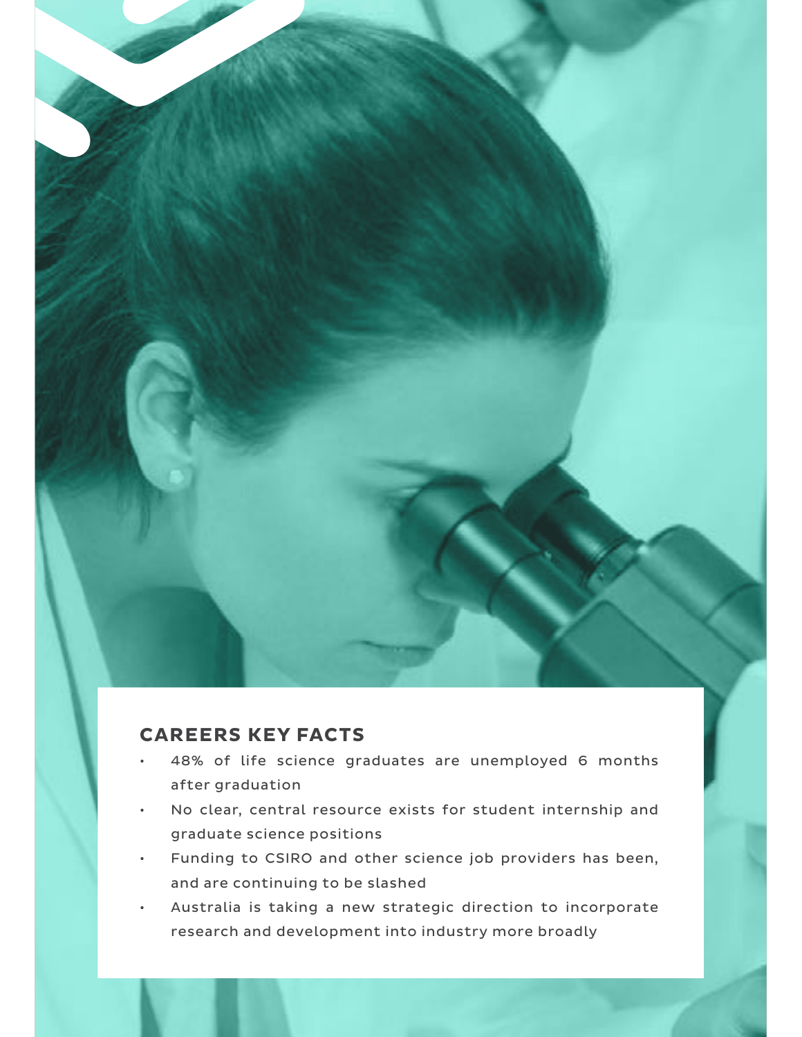## CAREERS KEY FACTS

- 48% of life science graduates are unemployed 6 months after graduation
- No clear, central resource exists for student internship and graduate science positions
- Funding to CSIRO and other science job providers has been, and are continuing to be slashed
- Australia is taking a new strategic direction to incorporate research and development into industry more broadly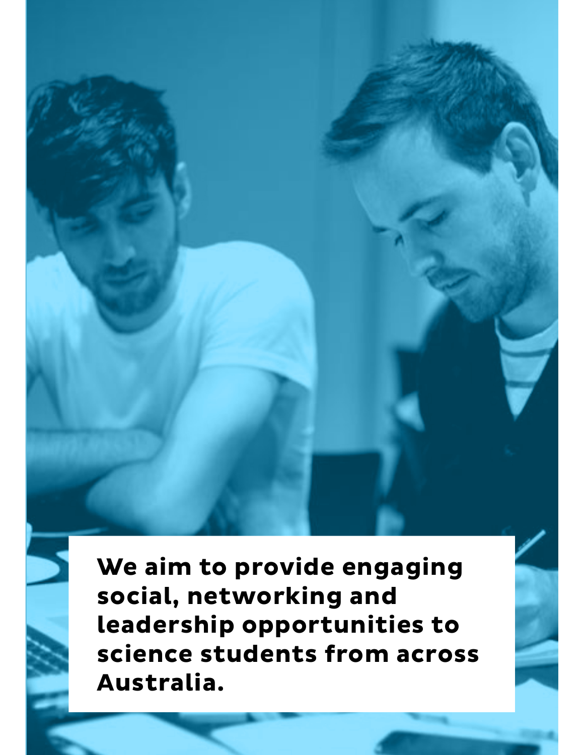**We aim to provide engaging social, networking and leadership opportunities to science students from across Australia.**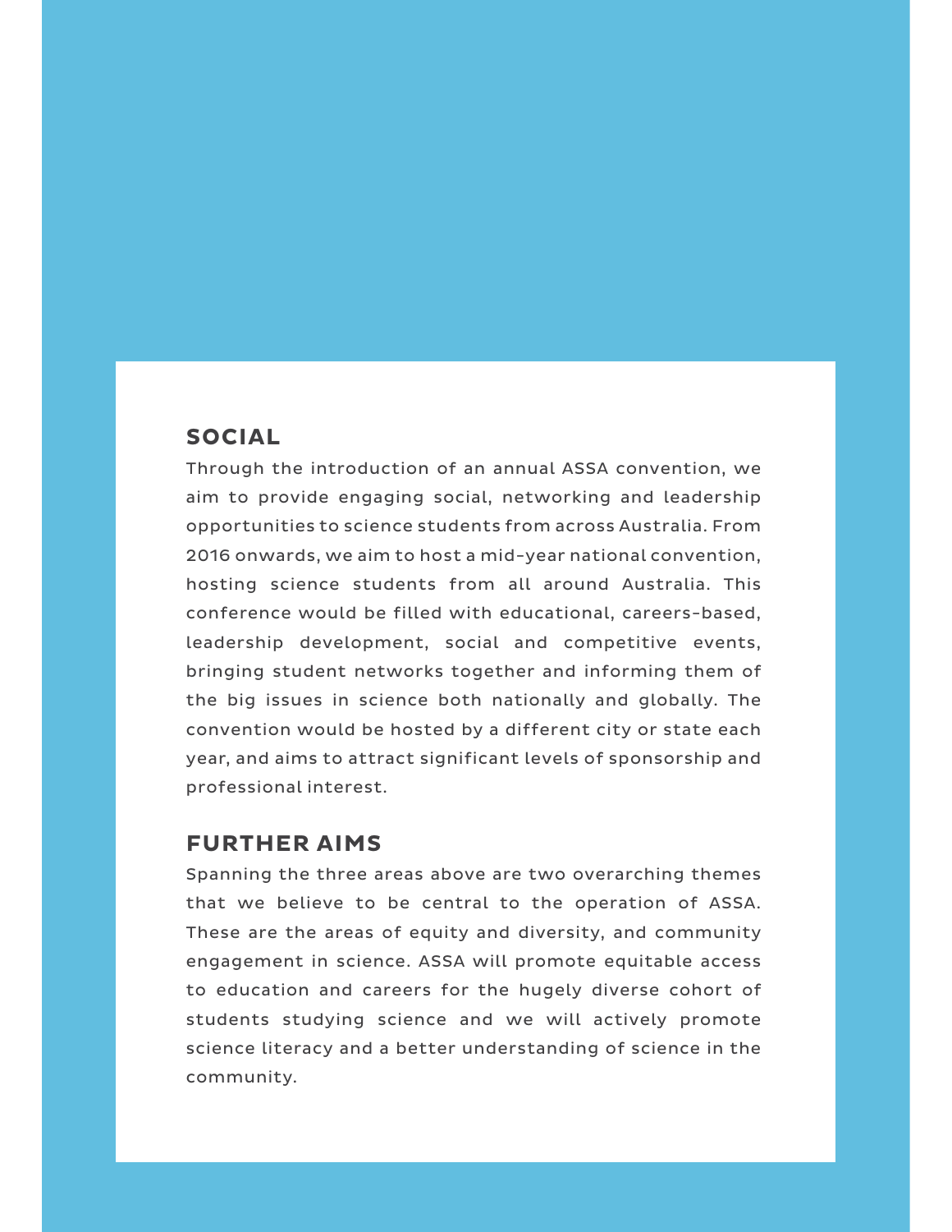## SOCIAL

Through the introduction of an annual ASSA convention, we aim to provide engaging social, networking and leadership opportunities to science students from across Australia. From 2016 onwards, we aim to host a mid-year national convention, hosting science students from all around Australia. This conference would be filled with educational, careers-based, leadership development, social and competitive events, bringing student networks together and informing them of the big issues in science both nationally and globally. The convention would be hosted by a different city or state each year, and aims to attract significant levels of sponsorship and professional interest.

## FURTHER AIMS

Spanning the three areas above are two overarching themes that we believe to be central to the operation of ASSA. These are the areas of equity and diversity, and community engagement in science. ASSA will promote equitable access to education and careers for the hugely diverse cohort of students studying science and we will actively promote science literacy and a better understanding of science in the community.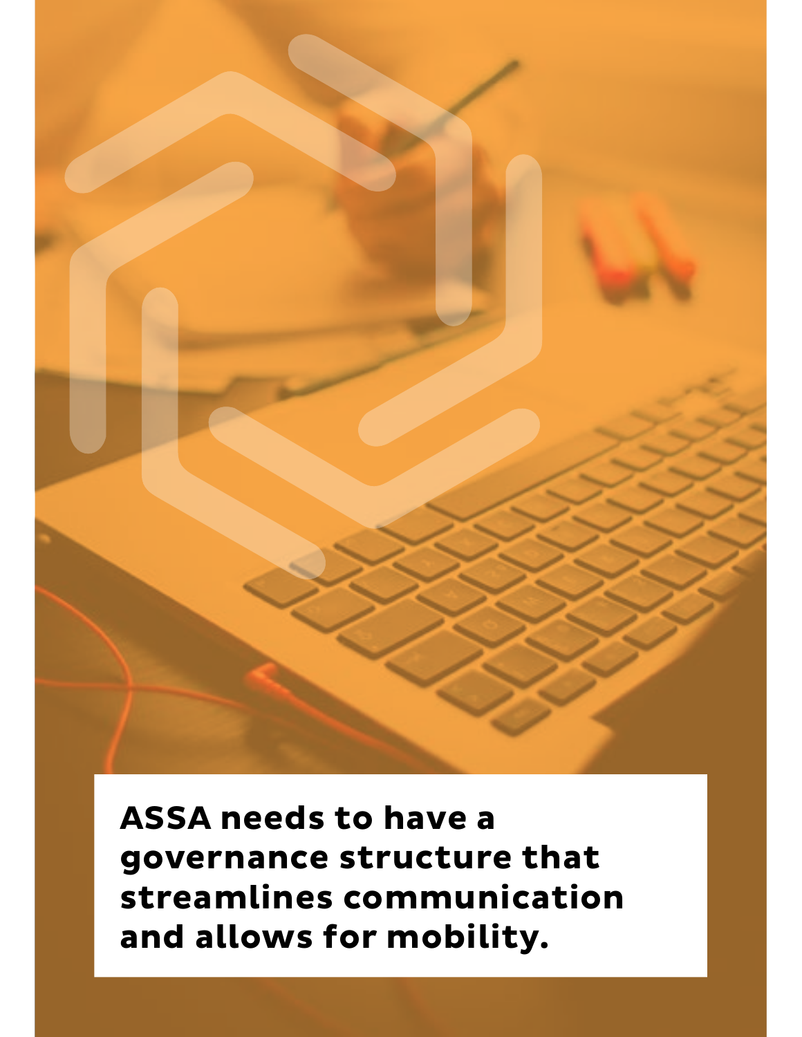**ASSA needs to have a governance structure that streamlines communication and allows for mobility.**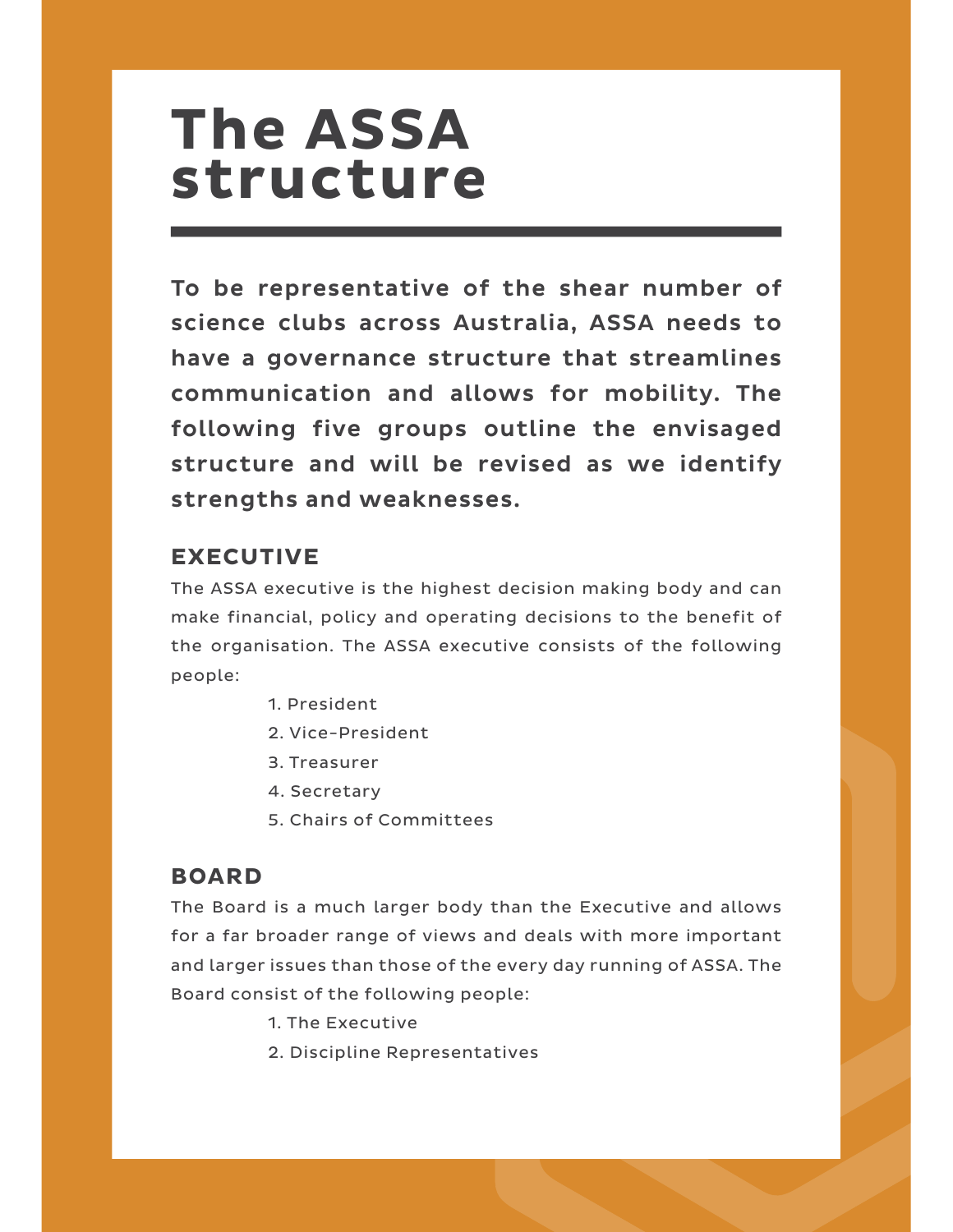# The ASSA structure

**To be representative of the shear number of science clubs across Australia, ASSA needs to have a governance structure that streamlines communication and allows for mobility. The following five groups outline the envisaged structure and will be revised as we identify strengths and weaknesses.**

## EXECUTIVE

The ASSA executive is the highest decision making body and can make financial, policy and operating decisions to the benefit of the organisation. The ASSA executive consists of the following people:

1. President
2. Vice-President
3. Treasurer
4. Secretary
5. Chairs of Committees

## BOARD

The Board is a much larger body than the Executive and allows for a far broader range of views and deals with more important and larger issues than those of the every day running of ASSA. The Board consist of the following people:

1. The Executive
2. Discipline Representatives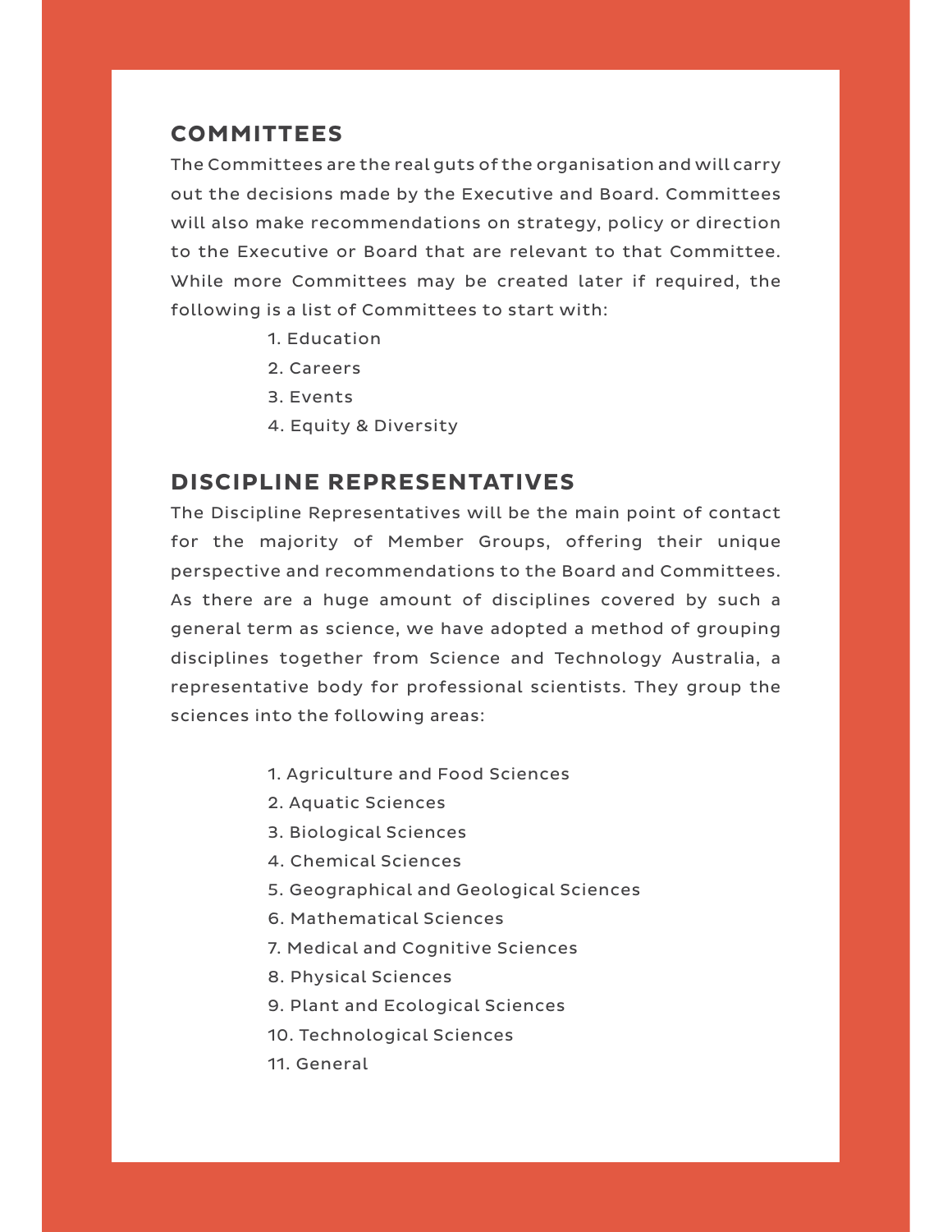## COMMITTEES

The Committees are the real guts of the organisation and will carry out the decisions made by the Executive and Board. Committees will also make recommendations on strategy, policy or direction to the Executive or Board that are relevant to that Committee. While more Committees may be created later if required, the following is a list of Committees to start with:

1. Education
2. Careers
3. Events
4. Equity & Diversity

## DISCIPLINE REPRESENTATIVES

The Discipline Representatives will be the main point of contact for the majority of Member Groups, offering their unique perspective and recommendations to the Board and Committees. As there are a huge amount of disciplines covered by such a general term as science, we have adopted a method of grouping disciplines together from Science and Technology Australia, a representative body for professional scientists. They group the sciences into the following areas:

1. Agriculture and Food Sciences
2. Aquatic Sciences
3. Biological Sciences
4. Chemical Sciences
5. Geographical and Geological Sciences
6. Mathematical Sciences
7. Medical and Cognitive Sciences
8. Physical Sciences
9. Plant and Ecological Sciences
10. Technological Sciences
11. General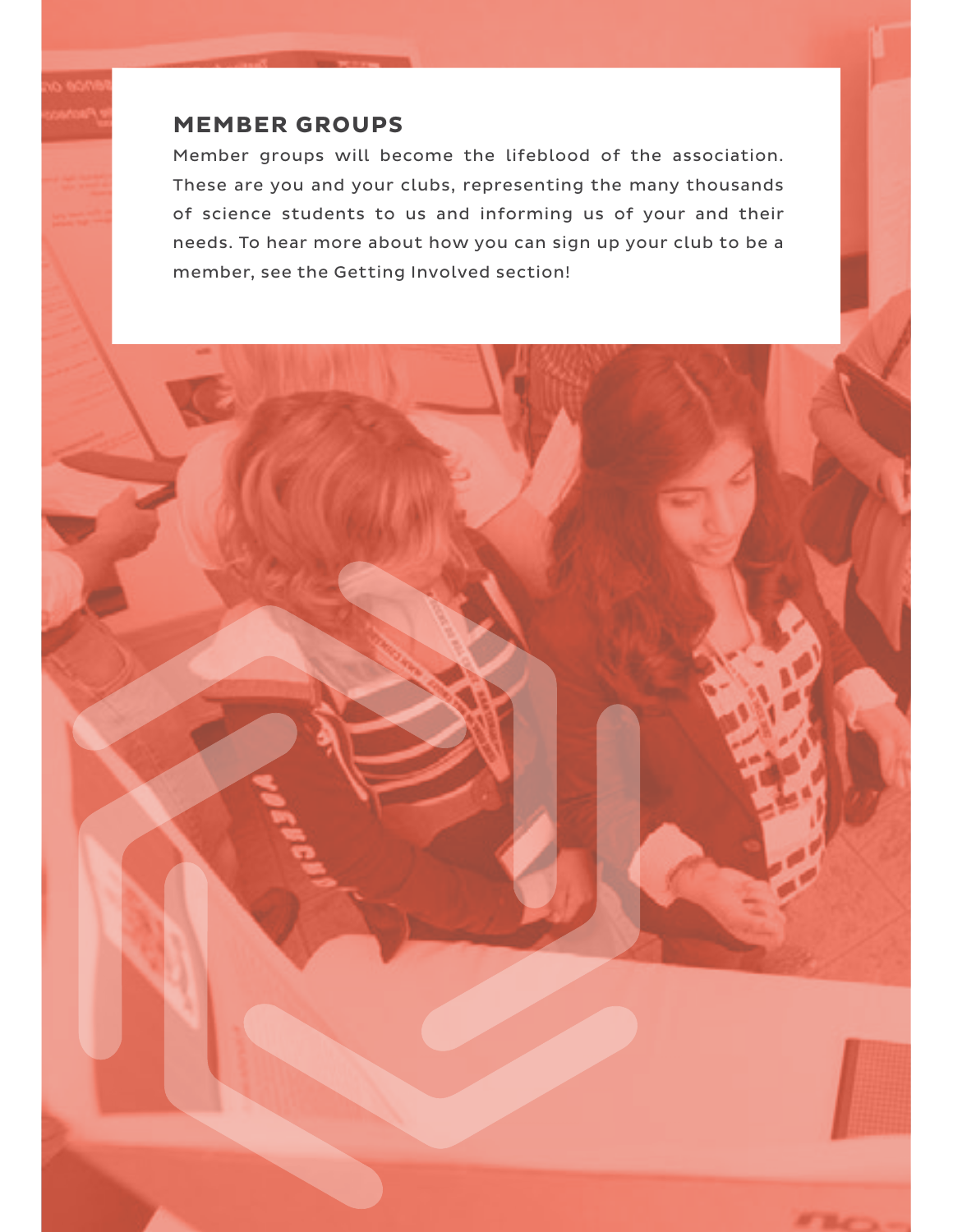## MEMBER GROUPS

Member groups will become the lifeblood of the association. These are you and your clubs, representing the many thousands of science students to us and informing us of your and their needs. To hear more about how you can sign up your club to be a member, see the Getting Involved section!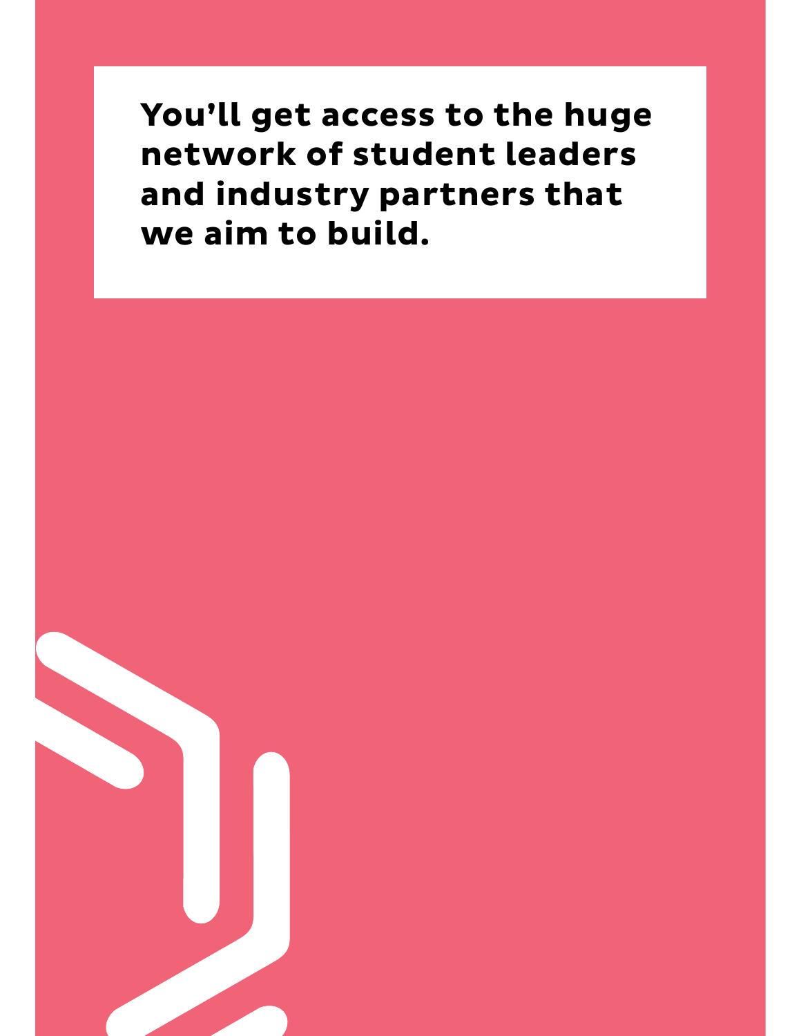**You'll get access to the huge network of student leaders and industry partners that we aim to build.**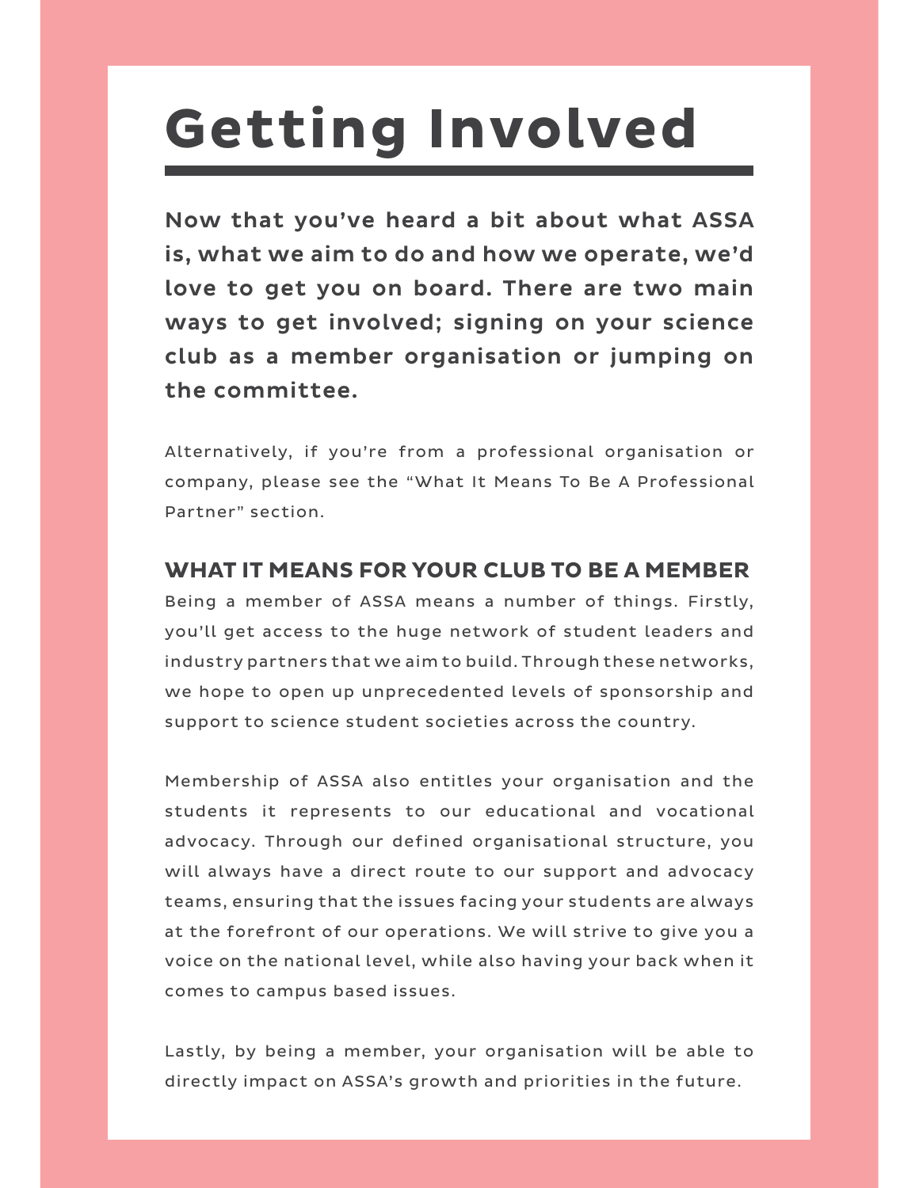# Getting Involved

**Now that you've heard a bit about what ASSA is, what we aim to do and how we operate, we'd love to get you on board. There are two main ways to get involved; signing on your science club as a member organisation or jumping on the committee.**

Alternatively, if you're from a professional organisation or company, please see the "What It Means To Be A Professional Partner" section.

## WHAT IT MEANS FOR YOUR CLUB TO BE A MEMBER

Being a member of ASSA means a number of things. Firstly, you'll get access to the huge network of student leaders and industry partners that we aim to build. Through these networks, we hope to open up unprecedented levels of sponsorship and support to science student societies across the country.

Membership of ASSA also entitles your organisation and the students it represents to our educational and vocational advocacy. Through our defined organisational structure, you will always have a direct route to our support and advocacy teams, ensuring that the issues facing your students are always at the forefront of our operations. We will strive to give you a voice on the national level, while also having your back when it comes to campus based issues.

Lastly, by being a member, your organisation will be able to directly impact on ASSA's growth and priorities in the future.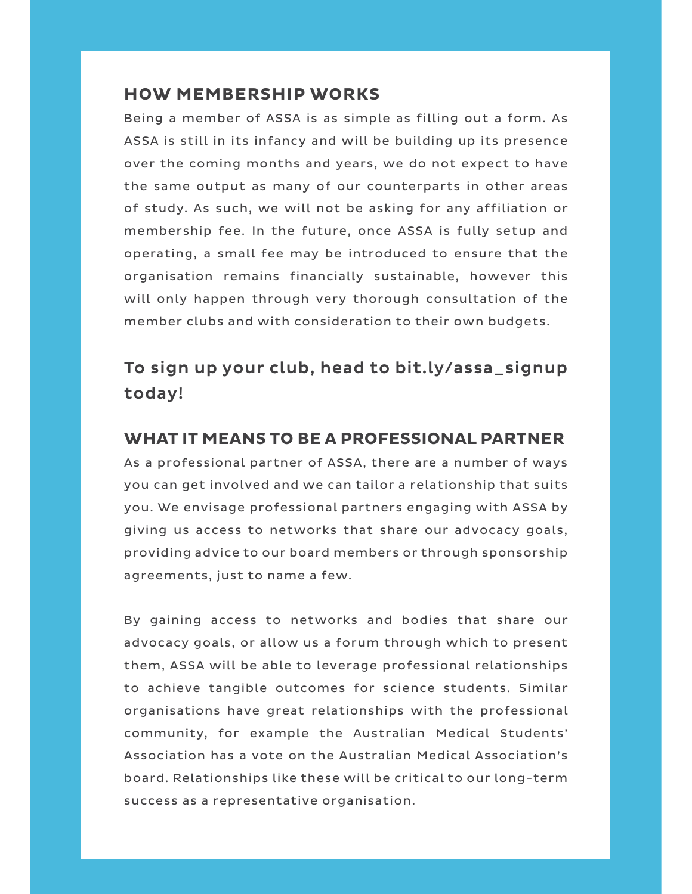## HOW MEMBERSHIP WORKS

Being a member of ASSA is as simple as filling out a form. As ASSA is still in its infancy and will be building up its presence over the coming months and years, we do not expect to have the same output as many of our counterparts in other areas of study. As such, we will not be asking for any affiliation or membership fee. In the future, once ASSA is fully setup and operating, a small fee may be introduced to ensure that the organisation remains financially sustainable, however this will only happen through very thorough consultation of the member clubs and with consideration to their own budgets.

**To sign up your club, head to bit.ly/assa_signup today!**

## WHAT IT MEANS TO BE A PROFESSIONAL PARTNER

As a professional partner of ASSA, there are a number of ways you can get involved and we can tailor a relationship that suits you. We envisage professional partners engaging with ASSA by giving us access to networks that share our advocacy goals, providing advice to our board members or through sponsorship agreements, just to name a few.

By gaining access to networks and bodies that share our advocacy goals, or allow us a forum through which to present them, ASSA will be able to leverage professional relationships to achieve tangible outcomes for science students. Similar organisations have great relationships with the professional community, for example the Australian Medical Students' Association has a vote on the Australian Medical Association's board. Relationships like these will be critical to our long-term success as a representative organisation.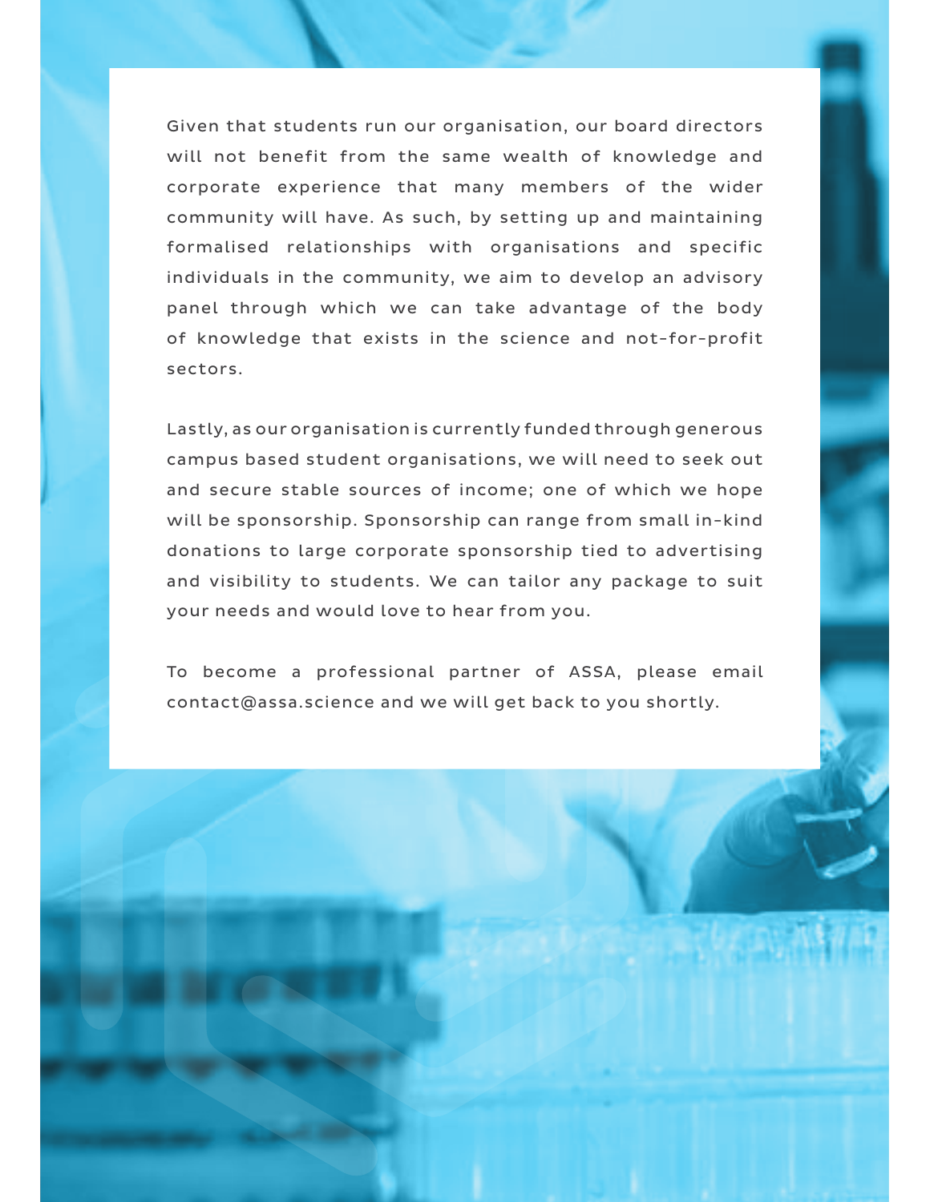Given that students run our organisation, our board directors will not benefit from the same wealth of knowledge and corporate experience that many members of the wider community will have. As such, by setting up and maintaining formalised relationships with organisations and specific individuals in the community, we aim to develop an advisory panel through which we can take advantage of the body of knowledge that exists in the science and not-for-profit sectors.

Lastly, as our organisation is currently funded through generous campus based student organisations, we will need to seek out and secure stable sources of income; one of which we hope will be sponsorship. Sponsorship can range from small in-kind donations to large corporate sponsorship tied to advertising and visibility to students. We can tailor any package to suit your needs and would love to hear from you.

To become a professional partner of ASSA, please email contact@assa.science and we will get back to you shortly.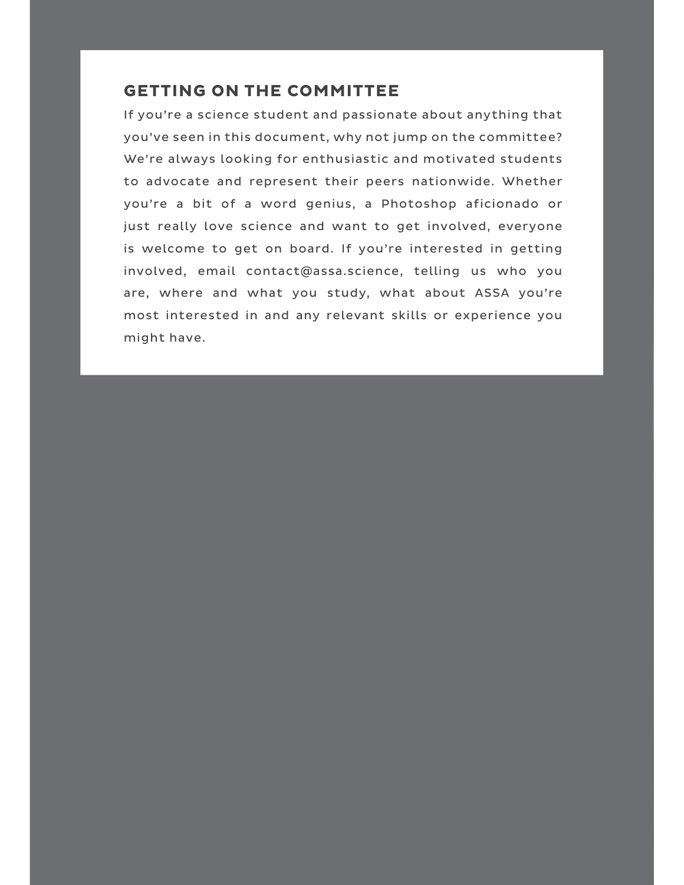## GETTING ON THE COMMITTEE

If you're a science student and passionate about anything that you've seen in this document, why not jump on the committee? We're always looking for enthusiastic and motivated students to advocate and represent their peers nationwide. Whether you're a bit of a word genius, a Photoshop aficionado or just really love science and want to get involved, everyone is welcome to get on board. If you're interested in getting involved, email contact@assa.science, telling us who you are, where and what you study, what about ASSA you're most interested in and any relevant skills or experience you might have.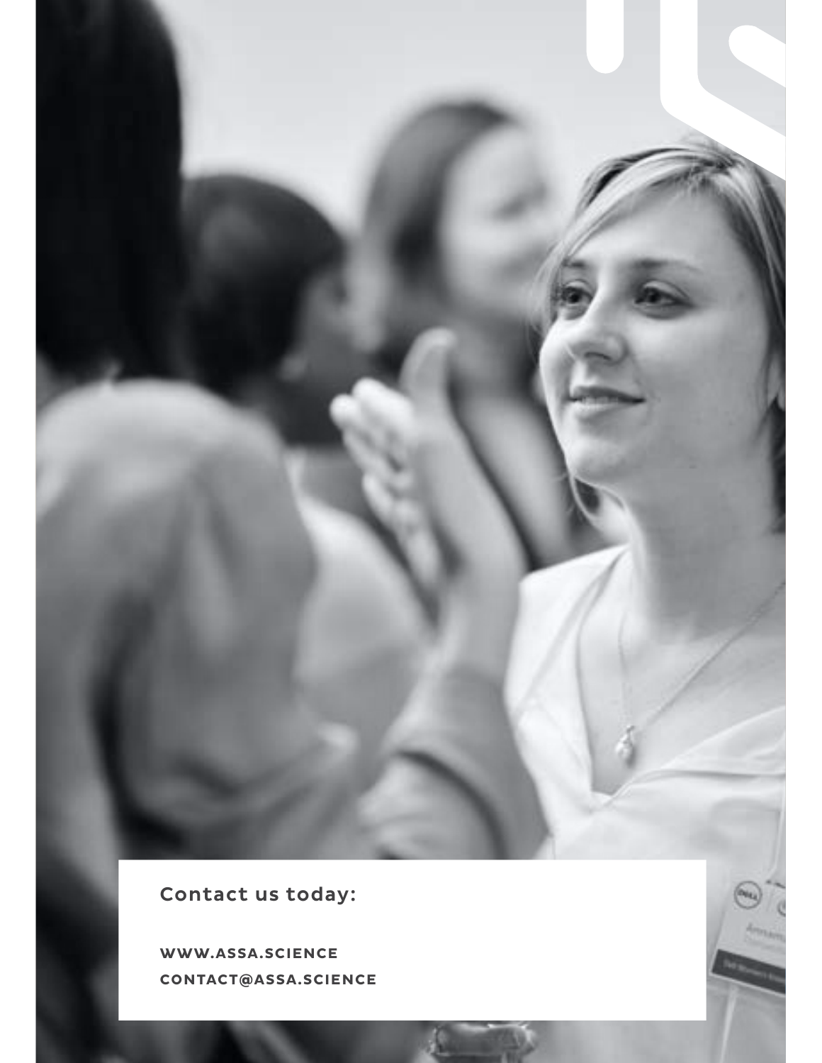**Contact us today:**

**WWW.ASSA.SCIENCE**
**CONTACT@ASSA.SCIENCE**